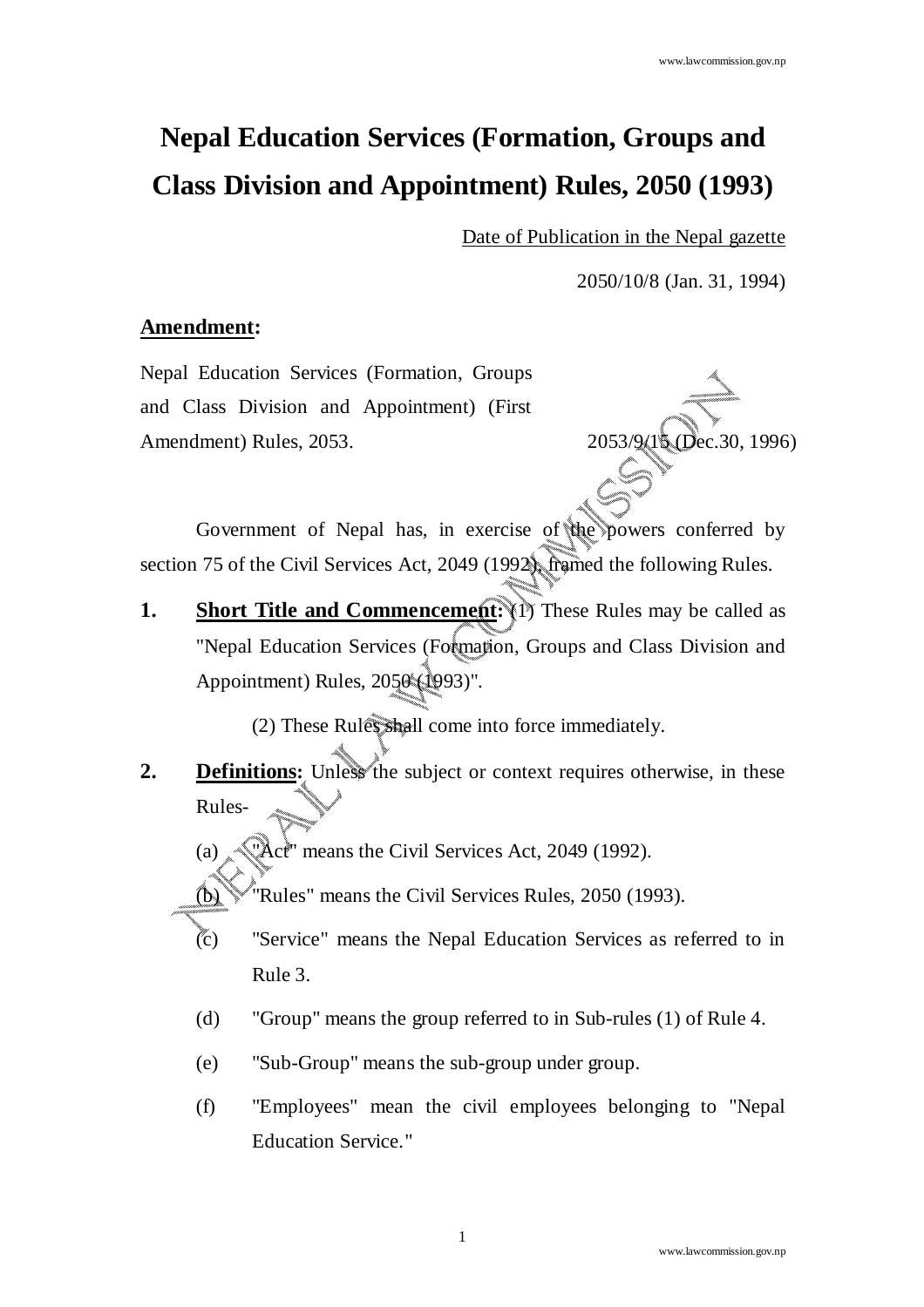# Nepal Education Services (Formation, Groups and Class Division and Appointment) Rules, 2050 (1993)

Date of Publication in the Nepal gazette

2050/10/8 (Jan. 31, 1994)

**Amendment:**

Nepal Education Services (Formation, Groups and Class Division and Appointment) (First Amendment) Rules, 2053. 2053/9/15 (Dec.30, 1996)

Government of Nepal has, in exercise of the powers conferred by section 75 of the Civil Services Act, 2049 (1992), framed the following Rules.

**1. Short Title and Commencement:** (1) These Rules may be called as "Nepal Education Services (Formation, Groups and Class Division and Appointment) Rules, 2050 (1993)".

(2) These Rules shall come into force immediately.

**2. Definitions:** Unless the subject or context requires otherwise, in these Rules-

(a) "Act" means the Civil Services Act, 2049 (1992).

(b) "Rules" means the Civil Services Rules, 2050 (1993).

(c) "Service" means the Nepal Education Services as referred to in Rule 3.

(d) "Group" means the group referred to in Sub-rules (1) of Rule 4.

(e) "Sub-Group" means the sub-group under group.

(f) "Employees" mean the civil employees belonging to "Nepal Education Service."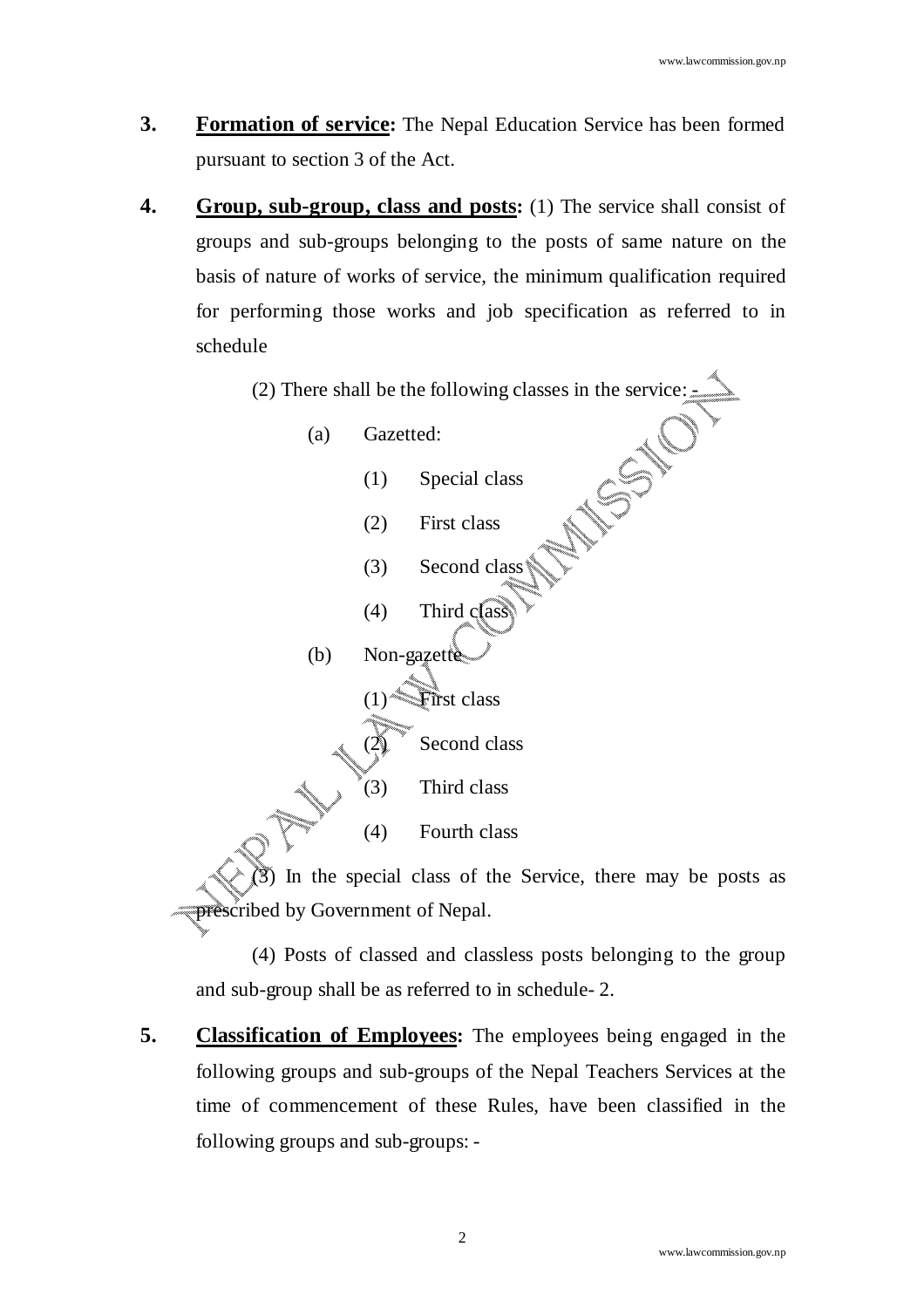**3. Formation of service:** The Nepal Education Service has been formed pursuant to section 3 of the Act.

**4. Group, sub-group, class and posts:** (1) The service shall consist of groups and sub-groups belonging to the posts of same nature on the basis of nature of works of service, the minimum qualification required for performing those works and job specification as referred to in schedule

(2) There shall be the following classes in the service: -

(a) Gazetted:

(1) Special class

(2) First class

(3) Second class

(4) Third class

(b) Non-gazette

(1) First class

(2) Second class

(3) Third class

(4) Fourth class

(3) In the special class of the Service, there may be posts as prescribed by Government of Nepal.

(4) Posts of classed and classless posts belonging to the group and sub-group shall be as referred to in schedule- 2.

**5. Classification of Employees:** The employees being engaged in the following groups and sub-groups of the Nepal Teachers Services at the time of commencement of these Rules, have been classified in the following groups and sub-groups: -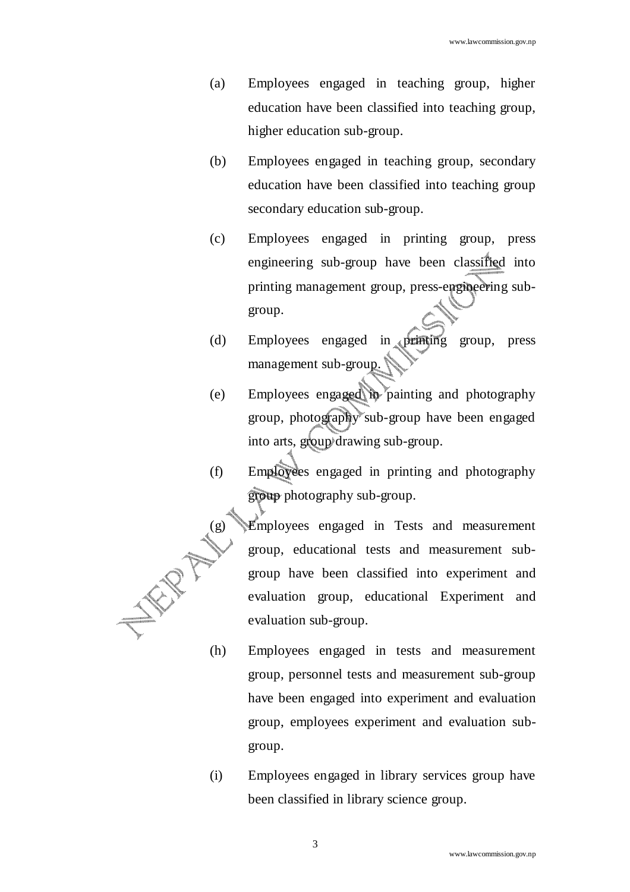(a) Employees engaged in teaching group, higher education have been classified into teaching group, higher education sub-group.

(b) Employees engaged in teaching group, secondary education have been classified into teaching group secondary education sub-group.

(c) Employees engaged in printing group, press engineering sub-group have been classified into printing management group, press-engineering sub-group.

(d) Employees engaged in printing group, press management sub-group.

(e) Employees engaged in painting and photography group, photography sub-group have been engaged into arts, group drawing sub-group.

(f) Employees engaged in printing and photography group photography sub-group.

(g) Employees engaged in Tests and measurement group, educational tests and measurement sub-group have been classified into experiment and evaluation group, educational Experiment and evaluation sub-group.

(h) Employees engaged in tests and measurement group, personnel tests and measurement sub-group have been engaged into experiment and evaluation group, employees experiment and evaluation sub-group.

(i) Employees engaged in library services group have been classified in library science group.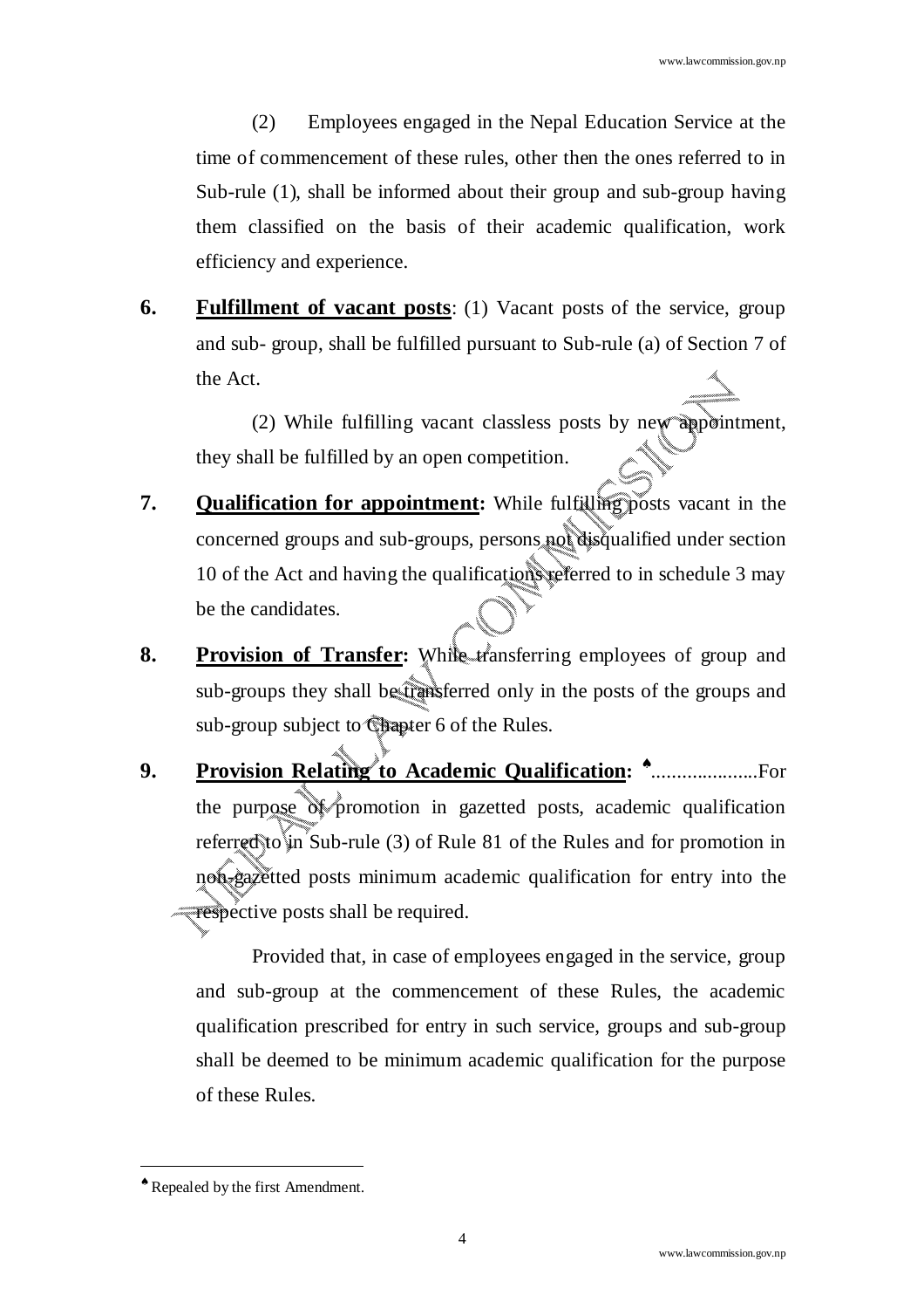(2) Employees engaged in the Nepal Education Service at the time of commencement of these rules, other then the ones referred to in Sub-rule (1), shall be informed about their group and sub-group having them classified on the basis of their academic qualification, work efficiency and experience.

**6.** **Fulfillment of vacant posts**: (1) Vacant posts of the service, group and sub- group, shall be fulfilled pursuant to Sub-rule (a) of Section 7 of the Act.

(2) While fulfilling vacant classless posts by new appointment, they shall be fulfilled by an open competition.

**7.** **Qualification for appointment:** While fulfilling posts vacant in the concerned groups and sub-groups, persons not disqualified under section 10 of the Act and having the qualifications referred to in schedule 3 may be the candidates.

**8.** **Provision of Transfer:** While transferring employees of group and sub-groups they shall be transferred only in the posts of the groups and sub-group subject to Chapter 6 of the Rules.

**9.** **Provision Relating to Academic Qualification:** ♠....................For the purpose of promotion in gazetted posts, academic qualification referred to in Sub-rule (3) of Rule 81 of the Rules and for promotion in non-gazetted posts minimum academic qualification for entry into the respective posts shall be required.

Provided that, in case of employees engaged in the service, group and sub-group at the commencement of these Rules, the academic qualification prescribed for entry in such service, groups and sub-group shall be deemed to be minimum academic qualification for the purpose of these Rules.

---

♠ Repealed by the first Amendment.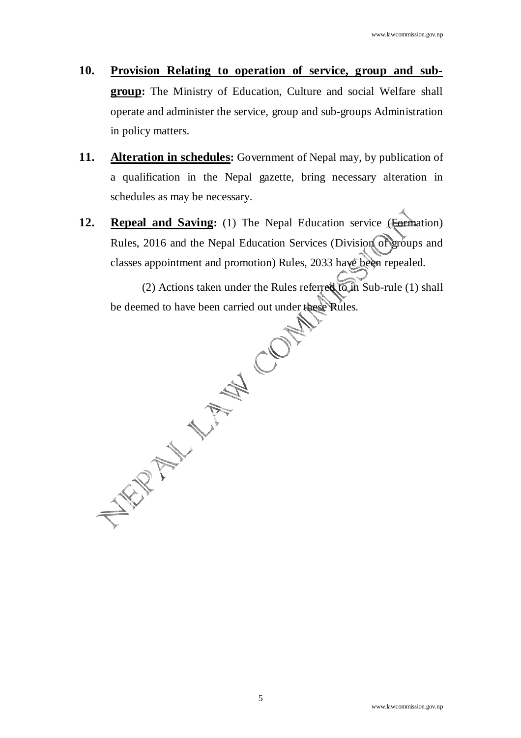**10.** **Provision Relating to operation of service, group and sub-group:** The Ministry of Education, Culture and social Welfare shall operate and administer the service, group and sub-groups Administration in policy matters.

**11.** **Alteration in schedules:** Government of Nepal may, by publication of a qualification in the Nepal gazette, bring necessary alteration in schedules as may be necessary.

**12.** **Repeal and Saving:** (1) The Nepal Education service (Formation) Rules, 2016 and the Nepal Education Services (Division of groups and classes appointment and promotion) Rules, 2033 have been repealed.

(2) Actions taken under the Rules referred to in Sub-rule (1) shall be deemed to have been carried out under these Rules.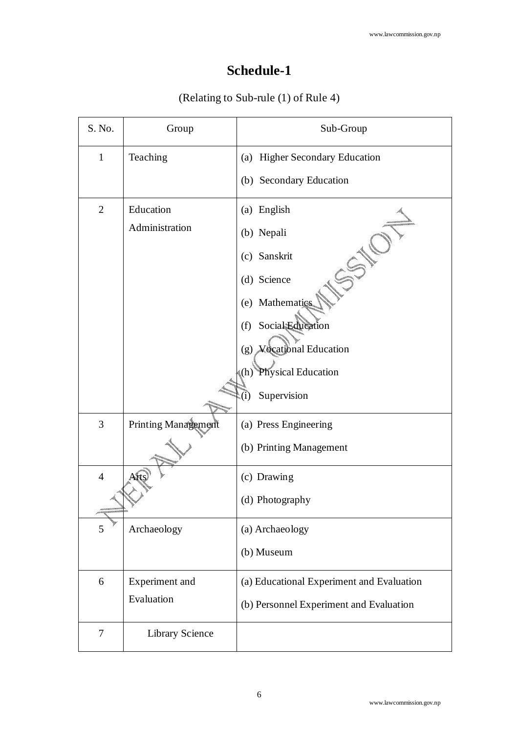# Schedule-1

(Relating to Sub-rule (1) of Rule 4)

| S. No. | Group | Sub-Group |
|---|---|---|
| 1 | Teaching | (a) Higher Secondary Education<br>(b) Secondary Education |
| 2 | Education Administration | (a) English<br>(b) Nepali<br>(c) Sanskrit<br>(d) Science<br>(e) Mathematics<br>(f) Social Education<br>(g) Vocational Education<br>(h) Physical Education<br>(i) Supervision |
| 3 | Printing Management | (a) Press Engineering<br>(b) Printing Management |
| 4 | Arts | (c) Drawing<br>(d) Photography |
| 5 | Archaeology | (a) Archaeology<br>(b) Museum |
| 6 | Experiment and Evaluation | (a) Educational Experiment and Evaluation<br>(b) Personnel Experiment and Evaluation |
| 7 | Library Science | |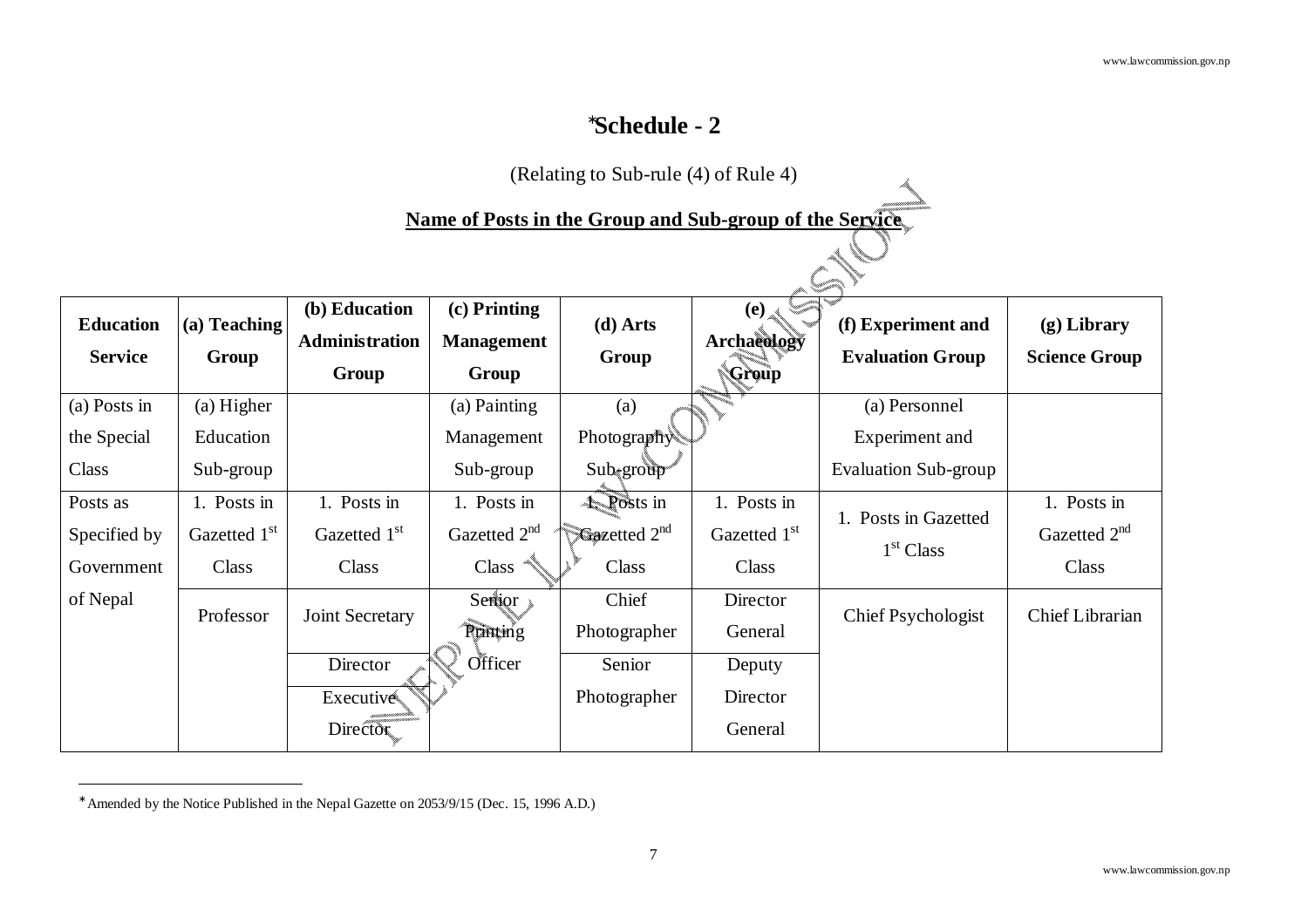# *Schedule - 2

(Relating to Sub-rule (4) of Rule 4)

**Name of Posts in the Group and Sub-group of the Service**

| Education Service | (a) Teaching Group | (b) Education Administration Group | (c) Printing Management Group | (d) Arts Group | (e) Archaeology Group | (f) Experiment and Evaluation Group | (g) Library Science Group |
|---|---|---|---|---|---|---|---|
| (a) Posts in the Special Class | (a) Higher Education Sub-group | | (a) Painting Management Sub-group | (a) Photography Sub-group | | (a) Personnel Experiment and Evaluation Sub-group | |
| Posts as Specified by Government of Nepal | 1. Posts in Gazetted 1st Class | 1. Posts in Gazetted 1st Class | 1. Posts in Gazetted 2nd Class | 1. Posts in Gazetted 2nd Class | 1. Posts in Gazetted 1st Class | 1. Posts in Gazetted 1st Class | 1. Posts in Gazetted 2nd Class |
| | Professor | Joint Secretary | Senior Printing Officer | Chief Photographer | Director General | Chief Psychologist | Chief Librarian |
| | | Director | | Senior Photographer | Deputy Director General | | |
| | | Executive Director | | | | | |

---

* Amended by the Notice Published in the Nepal Gazette on 2053/9/15 (Dec. 15, 1996 A.D.)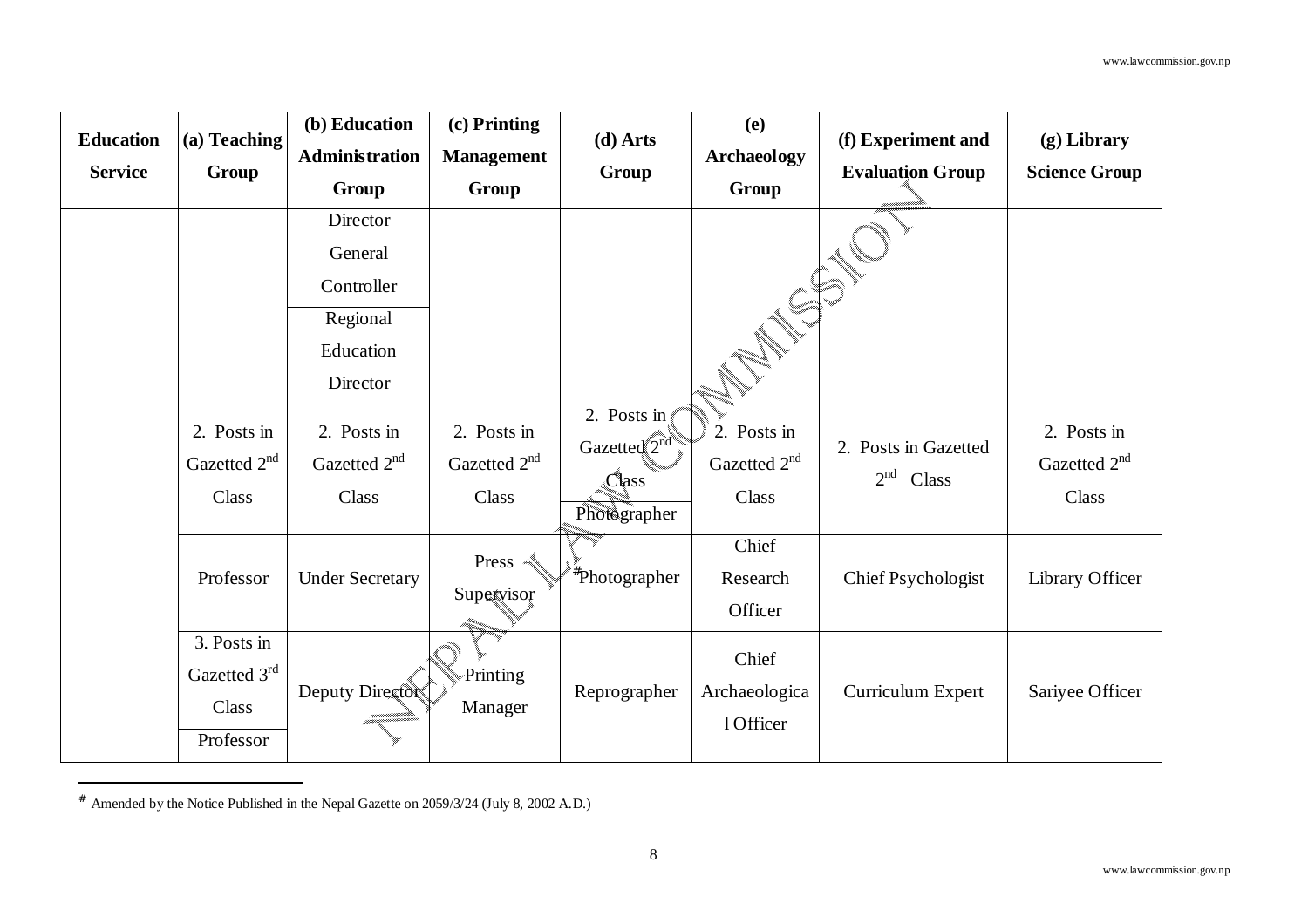| Education Service | (a) Teaching Group | (b) Education Administration Group | (c) Printing Management Group | (d) Arts Group | (e) Archaeology Group | (f) Experiment and Evaluation Group | (g) Library Science Group |
|---|---|---|---|---|---|---|---|
| | | Director General | | | | | |
| | | Controller | | | | | |
| | | Regional Education Director | | | | | |
| | 2. Posts in Gazetted 2nd Class | 2. Posts in Gazetted 2nd Class | 2. Posts in Gazetted 2nd Class | 2. Posts in Gazetted 2nd Class | 2. Posts in Gazetted 2nd Class | 2. Posts in Gazetted 2nd Class | 2. Posts in Gazetted 2nd Class |
| | | | | Photographer | | | |
| | Professor | Under Secretary | Press Supervisor | #Photographer | Chief Research Officer | Chief Psychologist | Library Officer |
| | 3. Posts in Gazetted 3rd Class | Deputy Director | Printing Manager | Reprographer | Chief Archaeological Officer | Curriculum Expert | Sariyee Officer |
| | Professor | | | | | | |

# Amended by the Notice Published in the Nepal Gazette on 2059/3/24 (July 8, 2002 A.D.)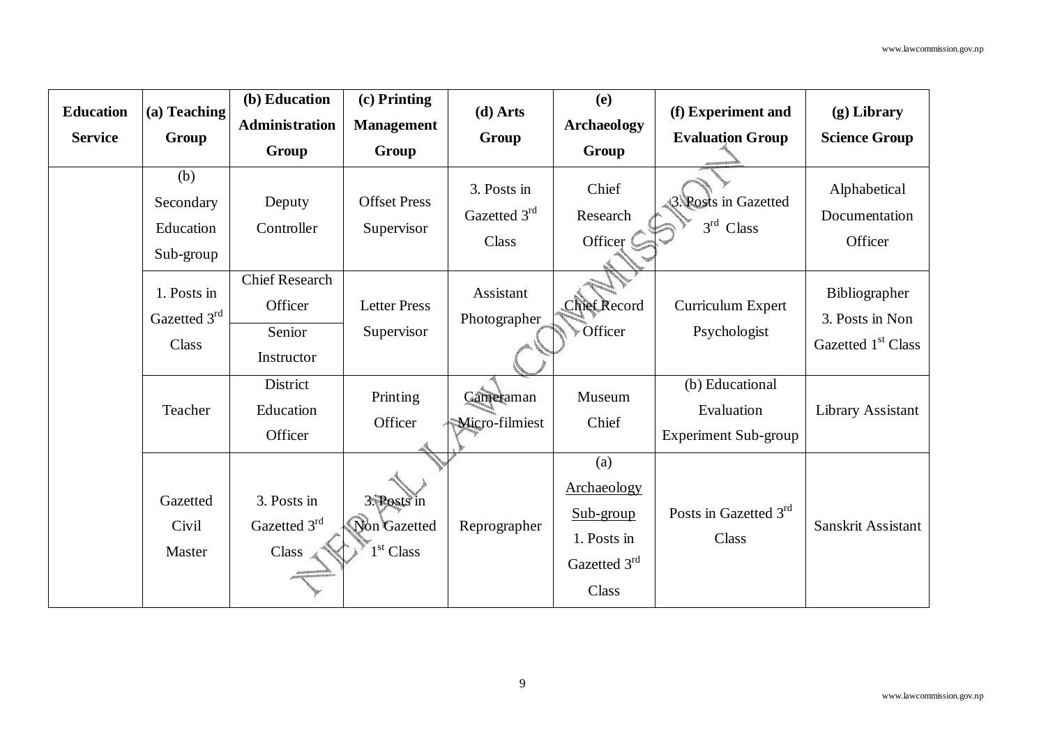| Education Service | (a) Teaching Group | (b) Education Administration Group | (c) Printing Management Group | (d) Arts Group | (e) Archaeology Group | (f) Experiment and Evaluation Group | (g) Library Science Group |
|---|---|---|---|---|---|---|---|
| | (b) Secondary Education Sub-group | Deputy Controller | Offset Press Supervisor | 3. Posts in Gazetted 3rd Class | Chief Research Officer | 3. Posts in Gazetted 3rd Class | Alphabetical Documentation Officer |
| | 1. Posts in Gazetted 3rd Class | Chief Research Officer<br>Senior Instructor | Letter Press Supervisor | Assistant Photographer | Chief Record Officer | Curriculum Expert Psychologist | Bibliographer<br>3. Posts in Non Gazetted 1st Class |
| | Teacher | District Education Officer | Printing Officer | Cameraman Micro-filmiest | Museum Chief | (b) Educational Evaluation Experiment Sub-group | Library Assistant |
| | Gazetted Civil Master | 3. Posts in Gazetted 3rd Class | 3. Posts in Non Gazetted 1st Class | Reprographer | (a) Archaeology Sub-group<br>1. Posts in Gazetted 3rd Class | Posts in Gazetted 3rd Class | Sanskrit Assistant |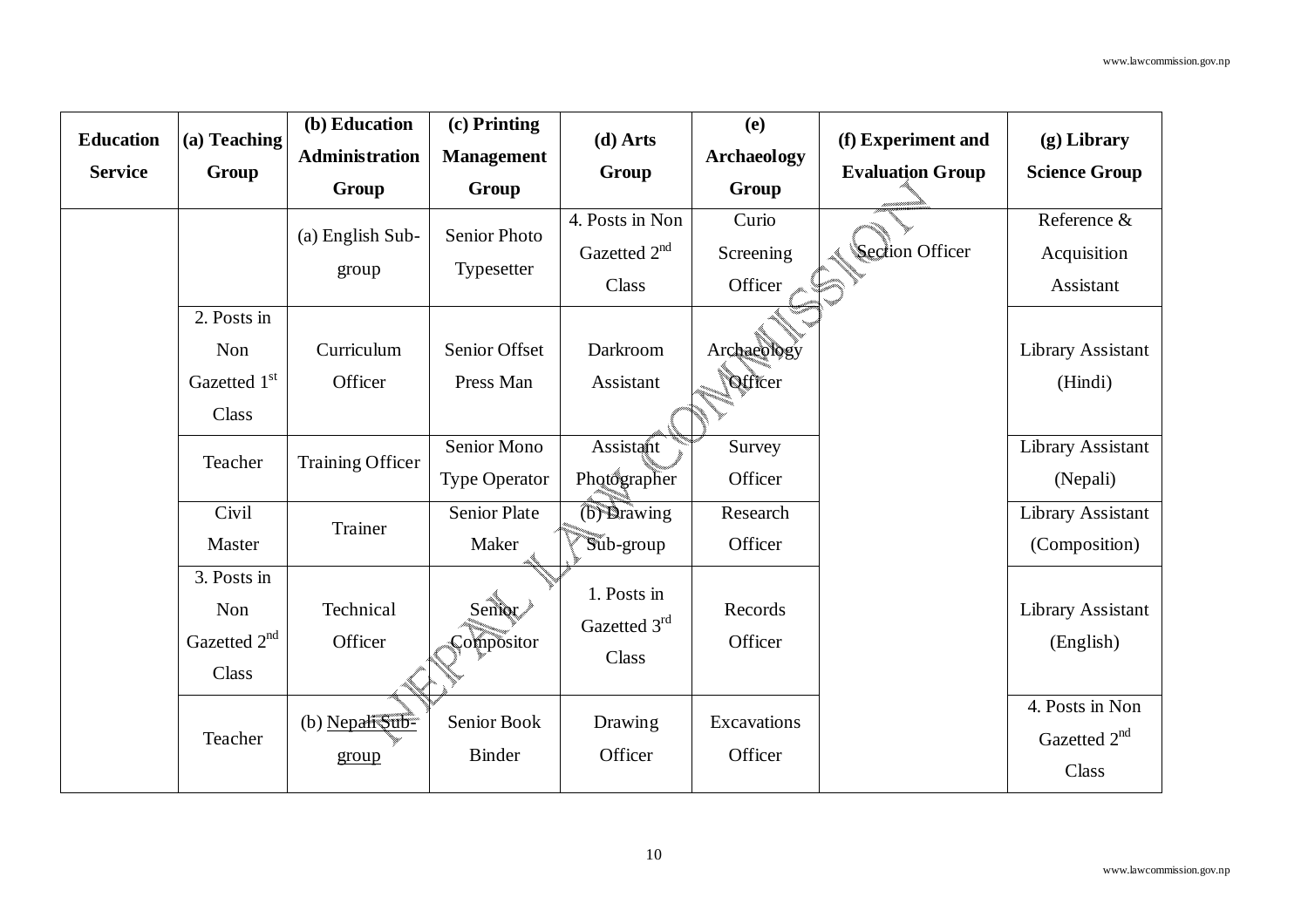| Education Service | (a) Teaching Group | (b) Education Administration Group | (c) Printing Management Group | (d) Arts Group | (e) Archaeology Group | (f) Experiment and Evaluation Group | (g) Library Science Group |
|---|---|---|---|---|---|---|---|
| | | (a) English Sub-group | Senior Photo Typesetter | 4. Posts in Non Gazetted 2nd Class | Curio Screening Officer | Section Officer | Reference & Acquisition Assistant |
| | 2. Posts in Non Gazetted 1st Class | Curriculum Officer | Senior Offset Press Man | Darkroom Assistant | Archaeology Officer | | Library Assistant (Hindi) |
| | Teacher | Training Officer | Senior Mono Type Operator | Assistant Photographer | Survey Officer | | Library Assistant (Nepali) |
| | Civil Master | Trainer | Senior Plate Maker | (b) Drawing Sub-group | Research Officer | | Library Assistant (Composition) |
| | 3. Posts in Non Gazetted 2nd Class | Technical Officer | Senior Compositor | 1. Posts in Gazetted 3rd Class | Records Officer | | Library Assistant (English) |
| | Teacher | (b) Nepali Sub-group | Senior Book Binder | Drawing Officer | Excavations Officer | | 4. Posts in Non Gazetted 2nd Class |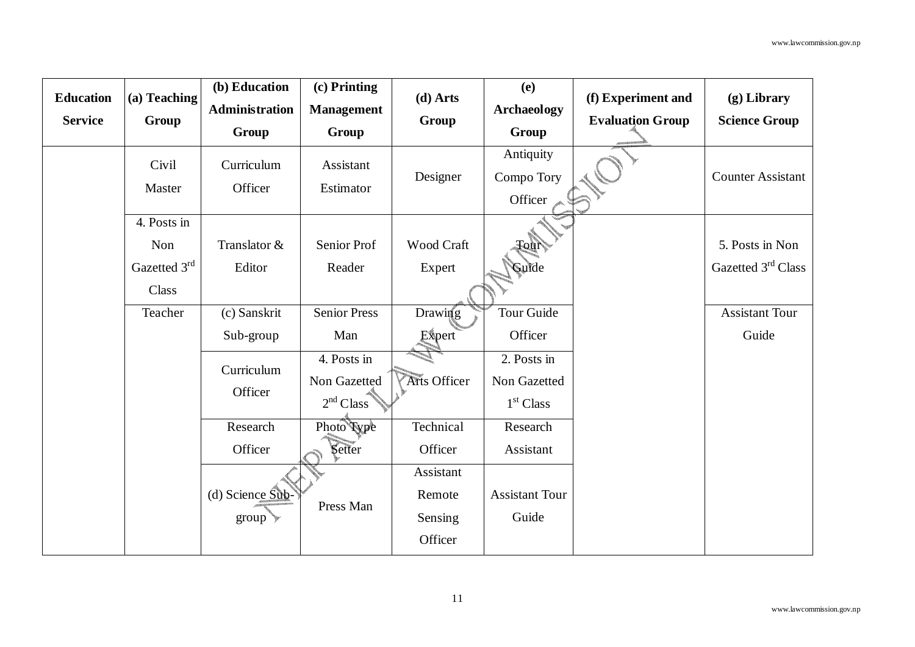| Education Service | (a) Teaching Group | (b) Education Administration Group | (c) Printing Management Group | (d) Arts Group | (e) Archaeology Group | (f) Experiment and Evaluation Group | (g) Library Science Group |
|---|---|---|---|---|---|---|---|
| | Civil Master | Curriculum Officer | Assistant Estimator | Designer | Antiquity Compo Tory Officer | | Counter Assistant |
| | 4. Posts in Non Gazetted 3rd Class | Translator & Editor | Senior Prof Reader | Wood Craft Expert | Tour Guide | | 5. Posts in Non Gazetted 3rd Class |
| | Teacher | (c) Sanskrit Sub-group | Senior Press Man | Drawing Expert | Tour Guide Officer | | Assistant Tour Guide |
| | | Curriculum Officer | 4. Posts in Non Gazetted 2nd Class | Arts Officer | 2. Posts in Non Gazetted 1st Class | | |
| | | Research Officer | Photo Type Setter | Technical Officer | Research Assistant | | |
| | | (d) Science Sub-group | Press Man | Assistant Remote Sensing Officer | Assistant Tour Guide | | |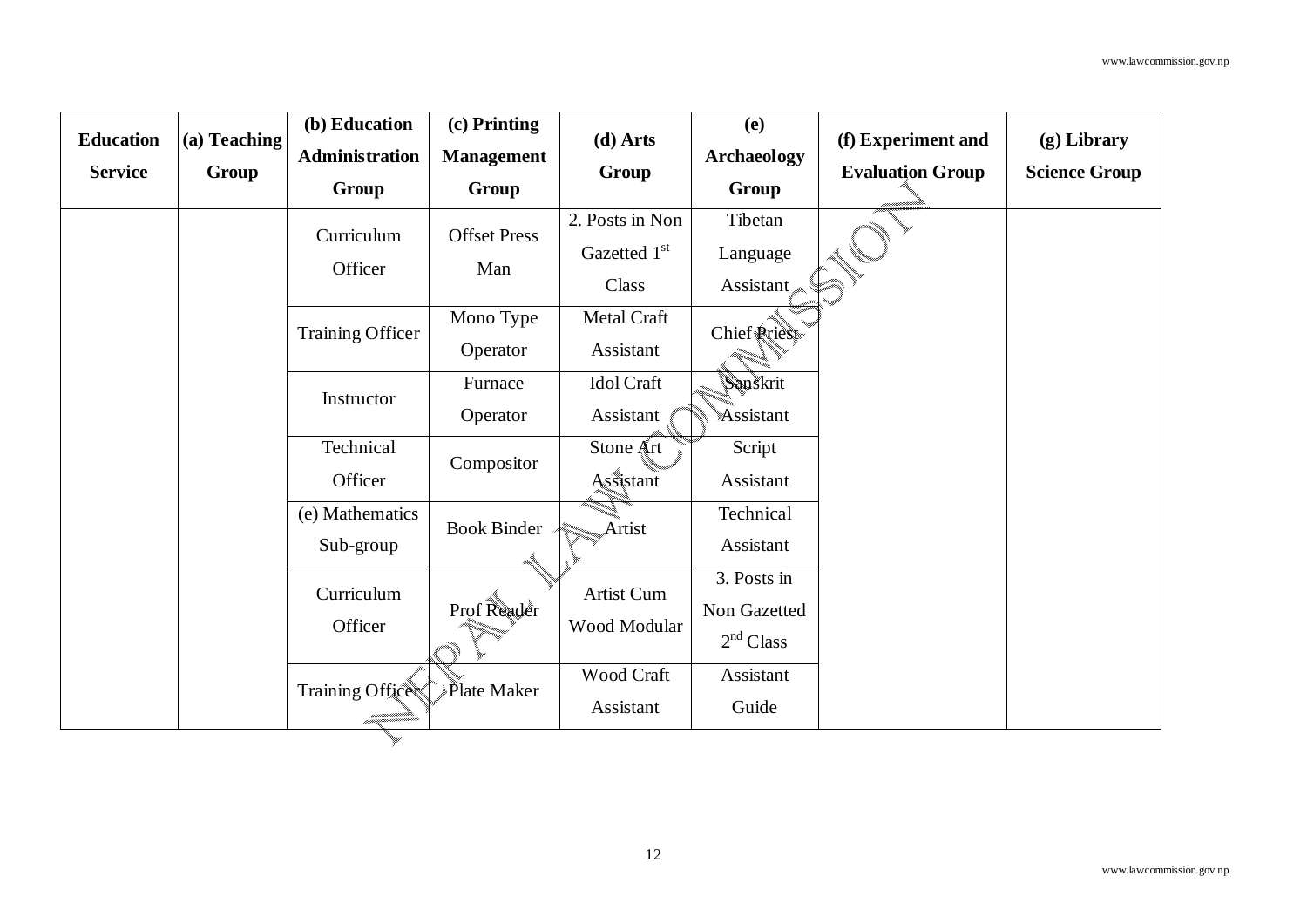| Education Service | (a) Teaching Group | (b) Education Administration Group | (c) Printing Management Group | (d) Arts Group | (e) Archaeology Group | (f) Experiment and Evaluation Group | (g) Library Science Group |
|---|---|---|---|---|---|---|---|
| | | Curriculum Officer | Offset Press Man | 2. Posts in Non Gazetted 1st Class | Tibetan Language Assistant | | |
| | | Training Officer | Mono Type Operator | Metal Craft Assistant | Chief Priest | | |
| | | Instructor | Furnace Operator | Idol Craft Assistant | Sanskrit Assistant | | |
| | | Technical Officer | Compositor | Stone Art Assistant | Script Assistant | | |
| | | (e) Mathematics Sub-group | Book Binder | Artist | Technical Assistant | | |
| | | Curriculum Officer | Prof Reader | Artist Cum Wood Modular | 3. Posts in Non Gazetted 2nd Class | | |
| | | Training Officer | Plate Maker | Wood Craft Assistant | Assistant Guide | | |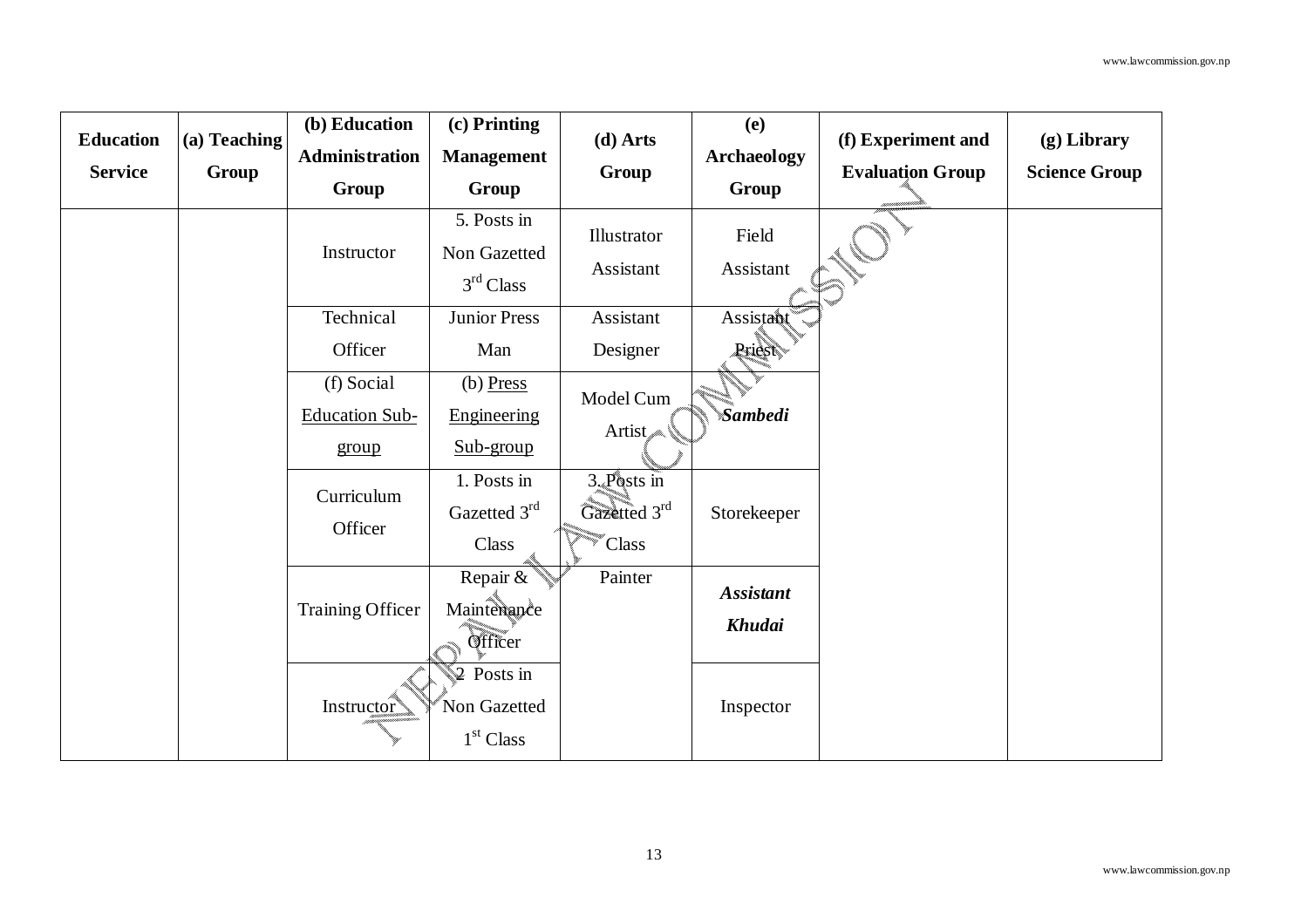| Education Service | (a) Teaching Group | (b) Education Administration Group | (c) Printing Management Group | (d) Arts Group | (e) Archaeology Group | (f) Experiment and Evaluation Group | (g) Library Science Group |
|---|---|---|---|---|---|---|---|
| | | Instructor | 5. Posts in Non Gazetted 3rd Class | Illustrator Assistant | Field Assistant | | |
| | | Technical Officer | Junior Press Man | Assistant Designer | Assistant Priest | | |
| | | (f) Social <u>Education Sub-group</u> | (b) <u>Press Engineering Sub-group</u> | Model Cum Artist | ***Sambedi*** | | |
| | | Curriculum Officer | 1. Posts in Gazetted 3rd Class | 3. Posts in Gazetted 3rd Class | Storekeeper | | |
| | | Training Officer | Repair & Maintenance Officer | Painter | ***Assistant Khudai*** | | |
| | | Instructor | 2 Posts in Non Gazetted 1st Class | | Inspector | | |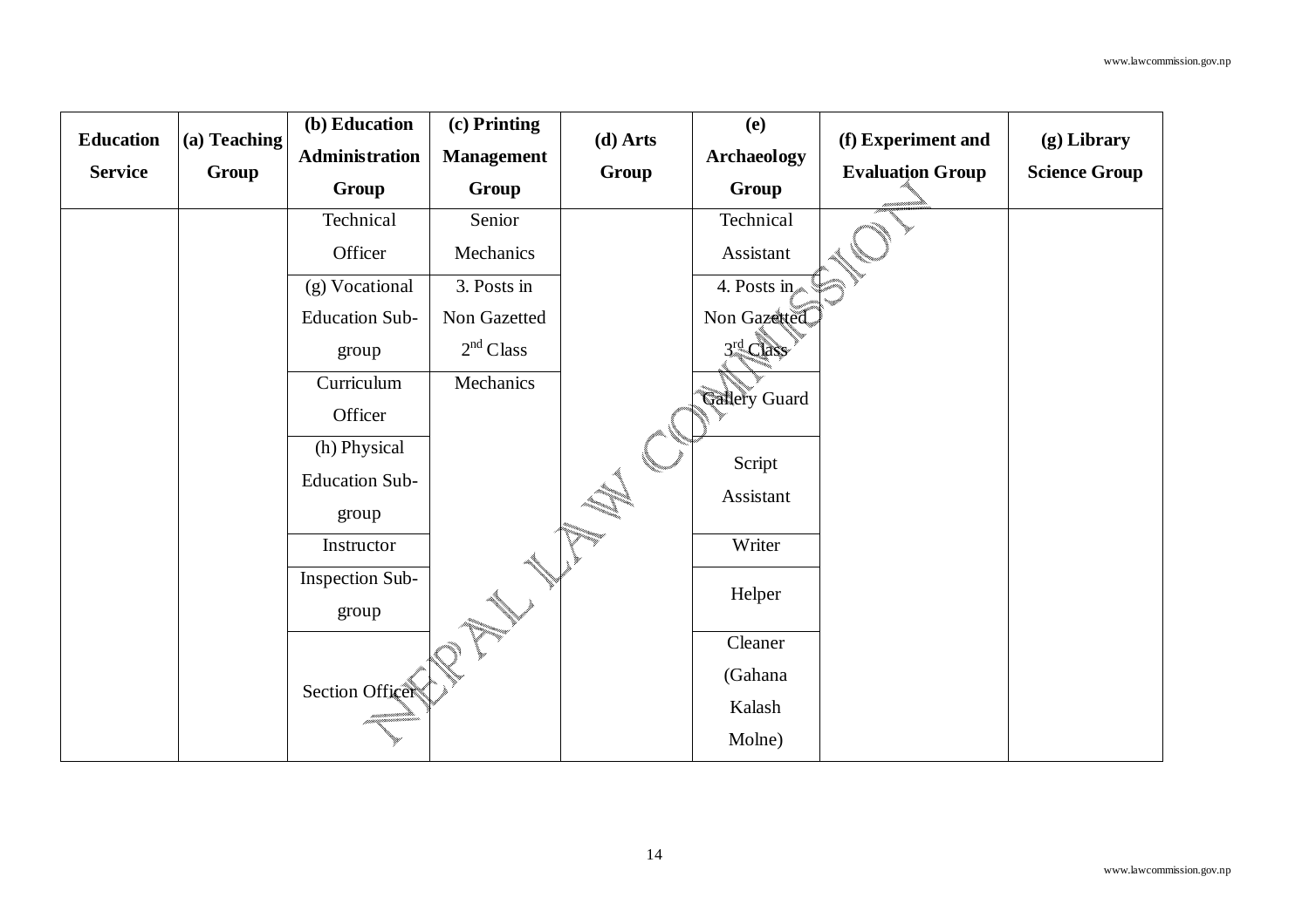| Education Service | (a) Teaching Group | (b) Education Administration Group | (c) Printing Management Group | (d) Arts Group | (e) Archaeology Group | (f) Experiment and Evaluation Group | (g) Library Science Group |
|---|---|---|---|---|---|---|---|
| | | Technical Officer | Senior Mechanics | | Technical Assistant | | |
| | | (g) Vocational Education Sub-group | 3. Posts in Non Gazetted 2nd Class | | 4. Posts in Non Gazetted 3rd Class | | |
| | | Curriculum Officer | Mechanics | | Gallery Guard | | |
| | | (h) Physical Education Sub-group | | | Script Assistant | | |
| | | Instructor | | | Writer | | |
| | | Inspection Sub-group | | | Helper | | |
| | | Section Officer | | | Cleaner (Gahana Kalash Molne) | | |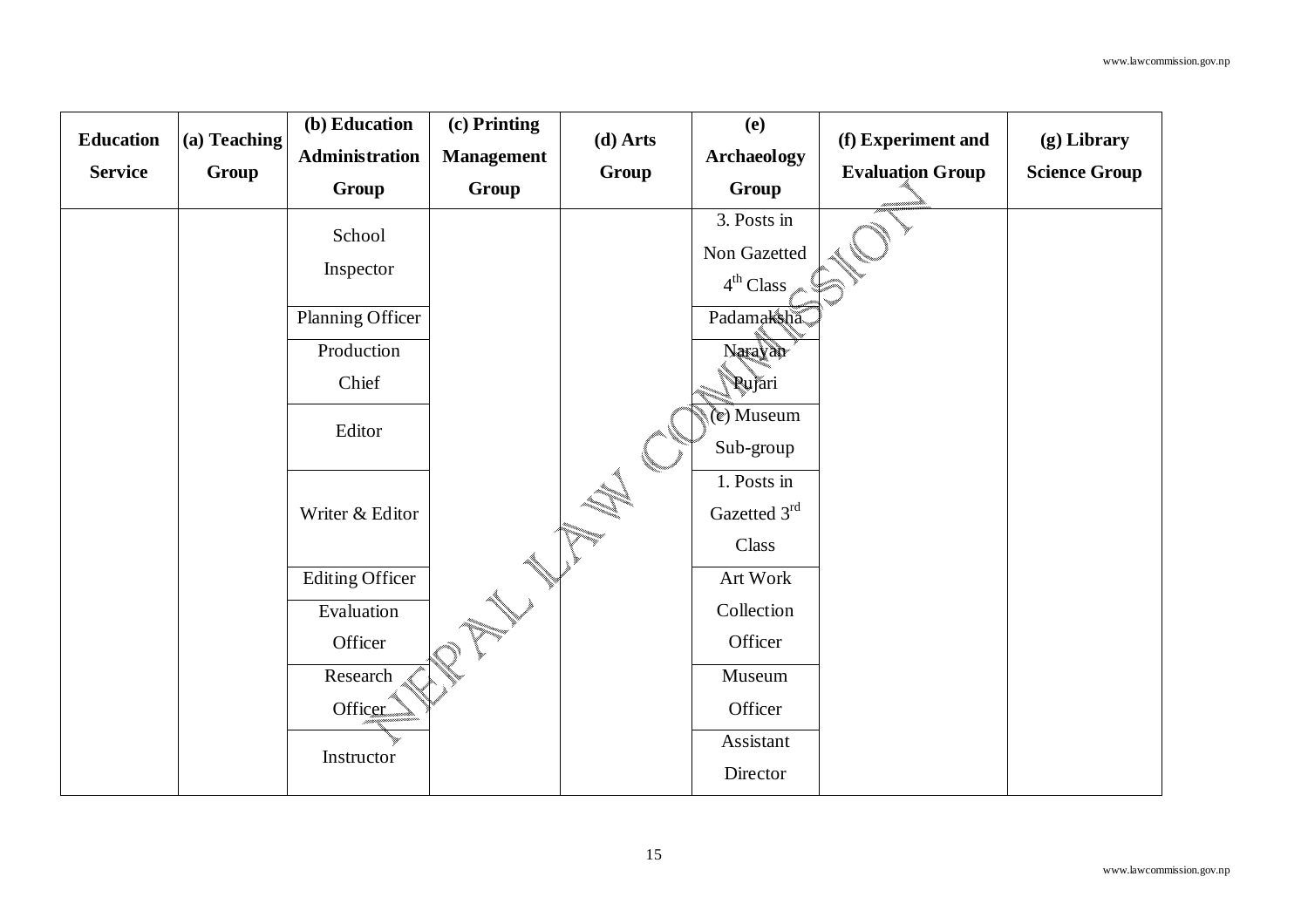| Education Service | (a) Teaching Group | (b) Education Administration Group | (c) Printing Management Group | (d) Arts Group | (e) Archaeology Group | (f) Experiment and Evaluation Group | (g) Library Science Group |
|---|---|---|---|---|---|---|---|
| | | School Inspector | | | 3. Posts in Non Gazetted $4^{th}$ Class | | |
| | | Planning Officer | | | Padamaksha | | |
| | | Production Chief | | | Narayan Pujari | | |
| | | Editor | | | (c) Museum Sub-group | | |
| | | Writer & Editor | | | 1. Posts in Gazetted $3^{rd}$ Class | | |
| | | Editing Officer | | | Art Work Collection Officer | | |
| | | Evaluation Officer | | | | | |
| | | Research Officer | | | Museum Officer | | |
| | | Instructor | | | Assistant Director | | |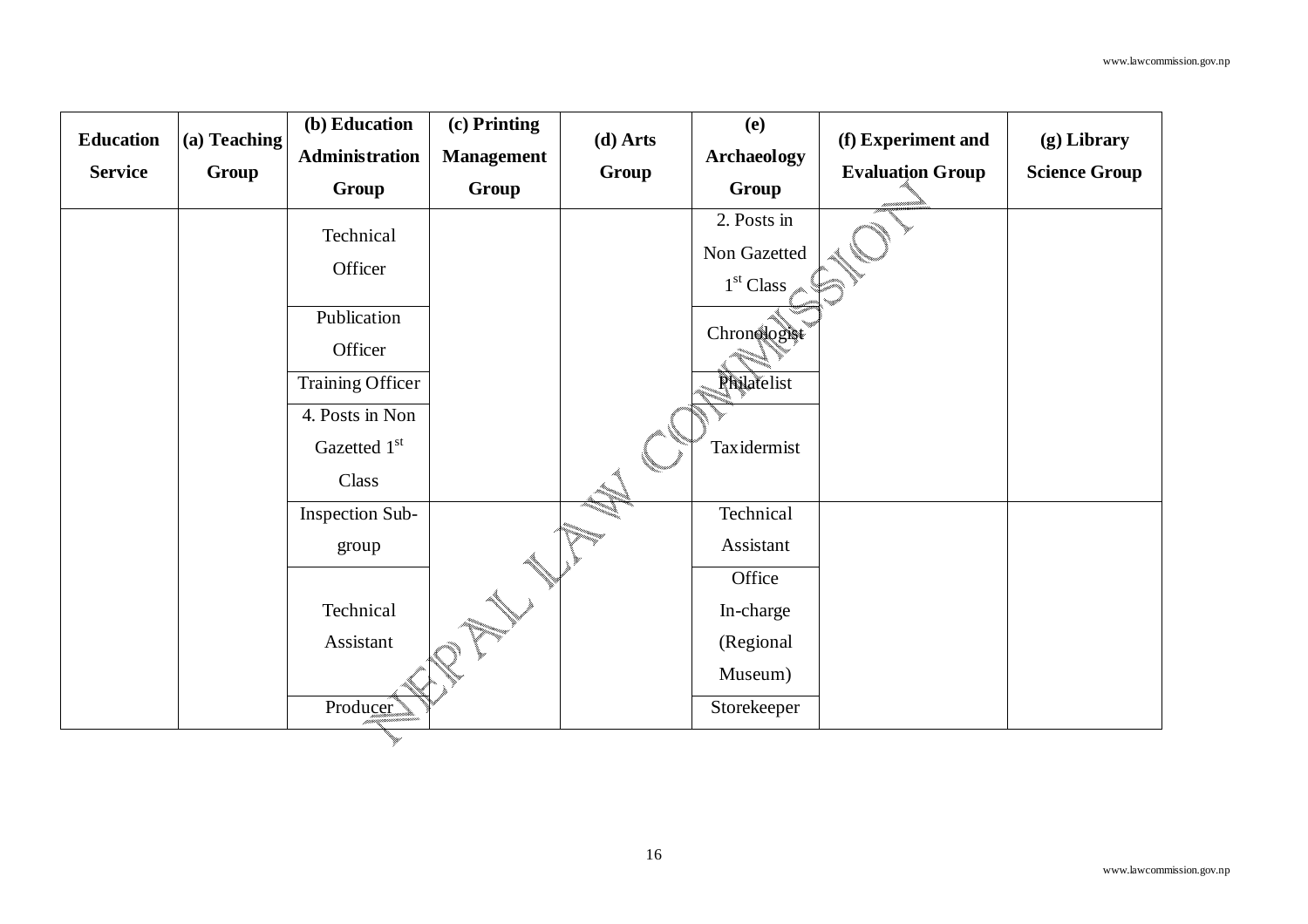| Education Service | (a) Teaching Group | (b) Education Administration Group | (c) Printing Management Group | (d) Arts Group | (e) Archaeology Group | (f) Experiment and Evaluation Group | (g) Library Science Group |
|---|---|---|---|---|---|---|---|
| | | Technical Officer | | | 2. Posts in Non Gazetted 1st Class | | |
| | | Publication Officer | | | Chronologist | | |
| | | Training Officer | | | Philatelist | | |
| | | 4. Posts in Non Gazetted 1st Class | | | Taxidermist | | |
| | | Inspection Sub-group | | | Technical Assistant | | |
| | | Technical Assistant | | | Office In-charge (Regional Museum) | | |
| | | Producer | | | Storekeeper | | |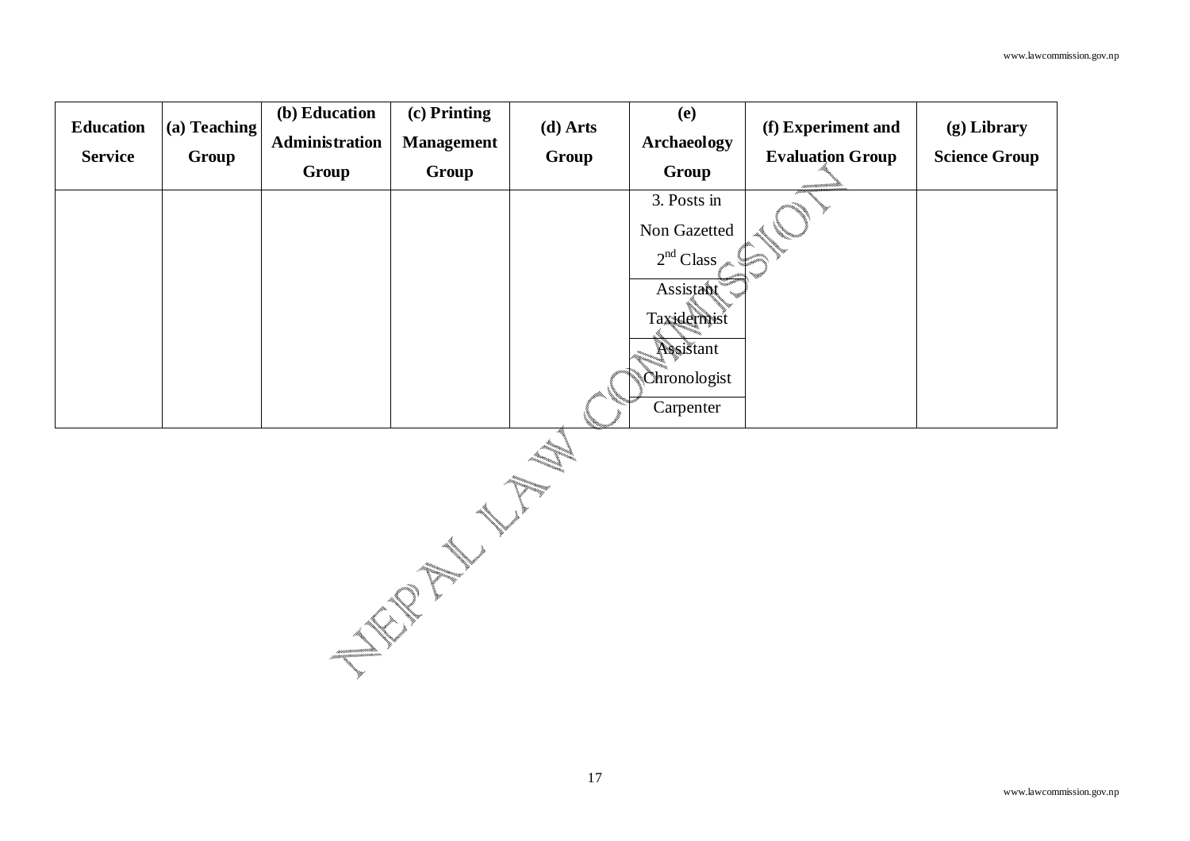| Education Service | (a) Teaching Group | (b) Education Administration Group | (c) Printing Management Group | (d) Arts Group | (e) Archaeology Group | (f) Experiment and Evaluation Group | (g) Library Science Group |
|---|---|---|---|---|---|---|---|
| | | | | | 3. Posts in Non Gazetted $2^{nd}$ Class | | |
| | | | | | Assistant Taxidermist | | |
| | | | | | Assistant Chronologist | | |
| | | | | | Carpenter | | |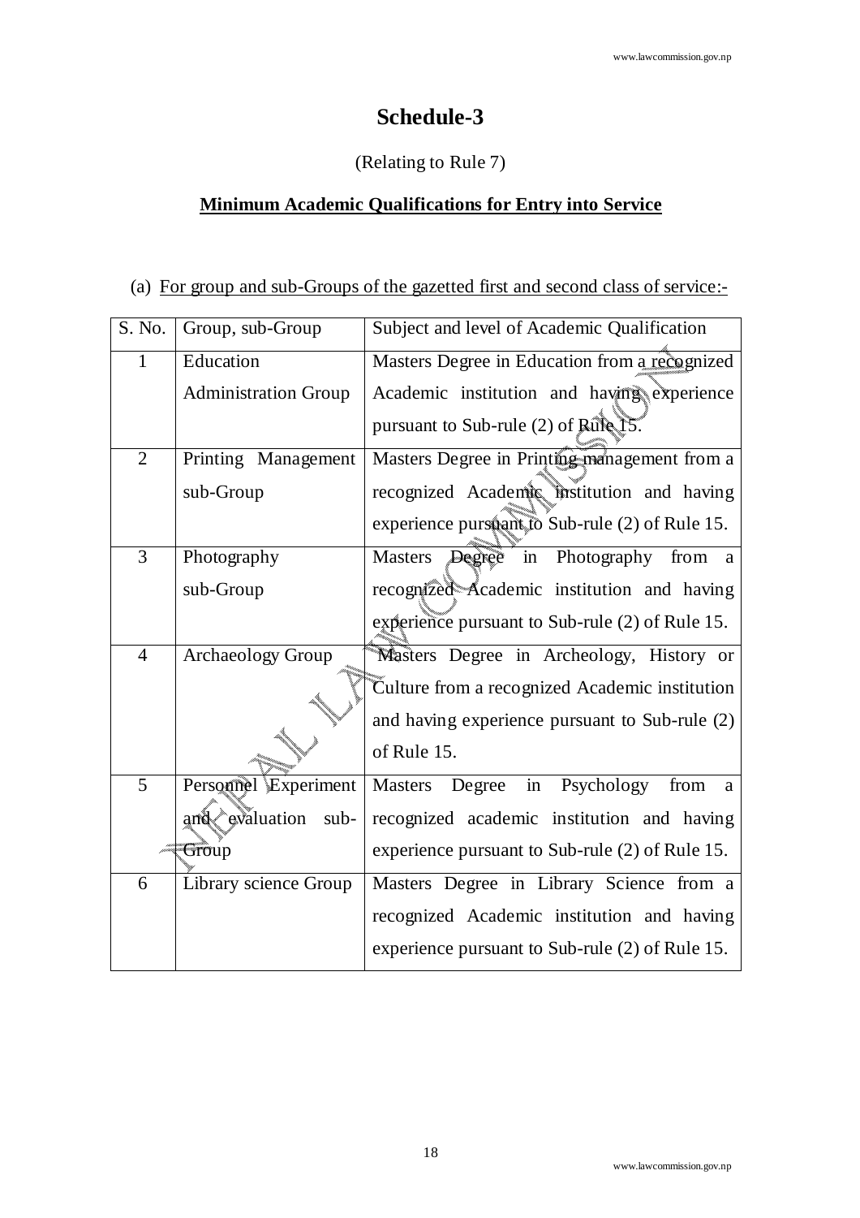# Schedule-3

(Relating to Rule 7)

**Minimum Academic Qualifications for Entry into Service**

(a) For group and sub-Groups of the gazetted first and second class of service:-

| S. No. | Group, sub-Group | Subject and level of Academic Qualification |
|---|---|---|
| 1 | Education Administration Group | Masters Degree in Education from a recognized Academic institution and having experience pursuant to Sub-rule (2) of Rule 15. |
| 2 | Printing Management sub-Group | Masters Degree in Printing management from a recognized Academic institution and having experience pursuant to Sub-rule (2) of Rule 15. |
| 3 | Photography sub-Group | Masters Degree in Photography from a recognized Academic institution and having experience pursuant to Sub-rule (2) of Rule 15. |
| 4 | Archaeology Group | Masters Degree in Archeology, History or Culture from a recognized Academic institution and having experience pursuant to Sub-rule (2) of Rule 15. |
| 5 | Personnel Experiment and evaluation sub-Group | Masters Degree in Psychology from a recognized academic institution and having experience pursuant to Sub-rule (2) of Rule 15. |
| 6 | Library science Group | Masters Degree in Library Science from a recognized Academic institution and having experience pursuant to Sub-rule (2) of Rule 15. |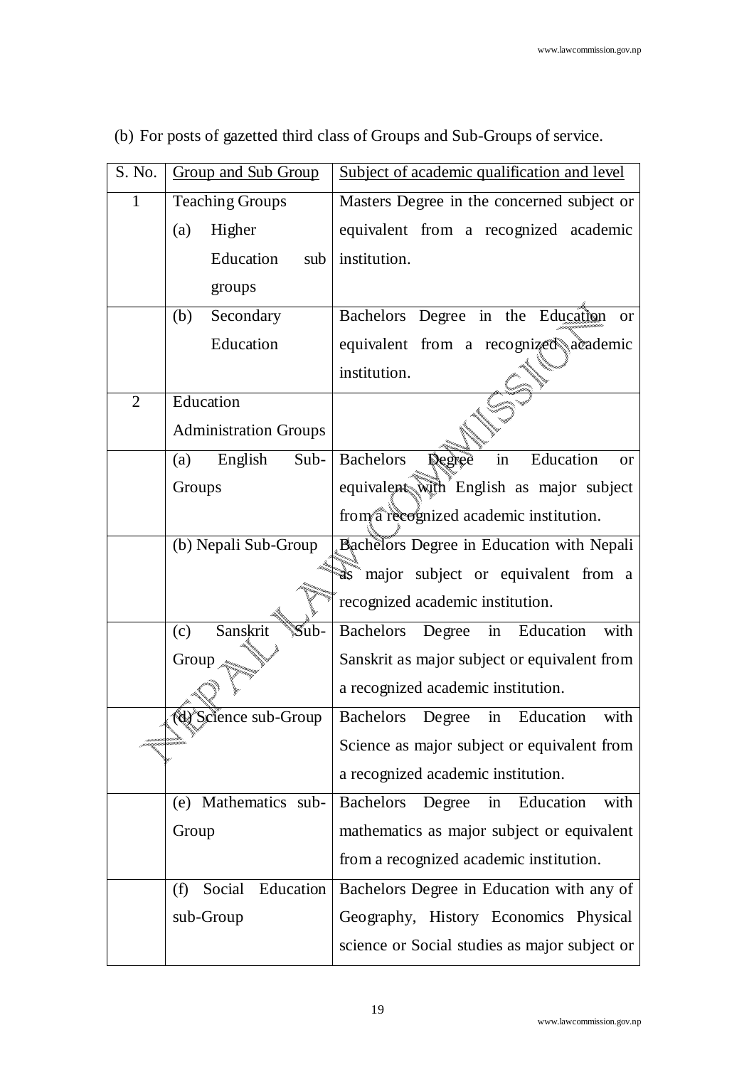(b) For posts of gazetted third class of Groups and Sub-Groups of service.

| S. No. | Group and Sub Group | Subject of academic qualification and level |
|---|---|---|
| 1 | Teaching Groups<br>(a) Higher Education sub groups | Masters Degree in the concerned subject or equivalent from a recognized academic institution. |
| | (b) Secondary Education | Bachelors Degree in the Education or equivalent from a recognized academic institution. |
| 2 | Education Administration Groups | |
| | (a) English Sub-Groups | Bachelors Degree in Education or equivalent with English as major subject from a recognized academic institution. |
| | (b) Nepali Sub-Group | Bachelors Degree in Education with Nepali as major subject or equivalent from a recognized academic institution. |
| | (c) Sanskrit Sub-Group | Bachelors Degree in Education with Sanskrit as major subject or equivalent from a recognized academic institution. |
| | (d) Science sub-Group | Bachelors Degree in Education with Science as major subject or equivalent from a recognized academic institution. |
| | (e) Mathematics sub-Group | Bachelors Degree in Education with mathematics as major subject or equivalent from a recognized academic institution. |
| | (f) Social Education sub-Group | Bachelors Degree in Education with any of Geography, History Economics Physical science or Social studies as major subject or |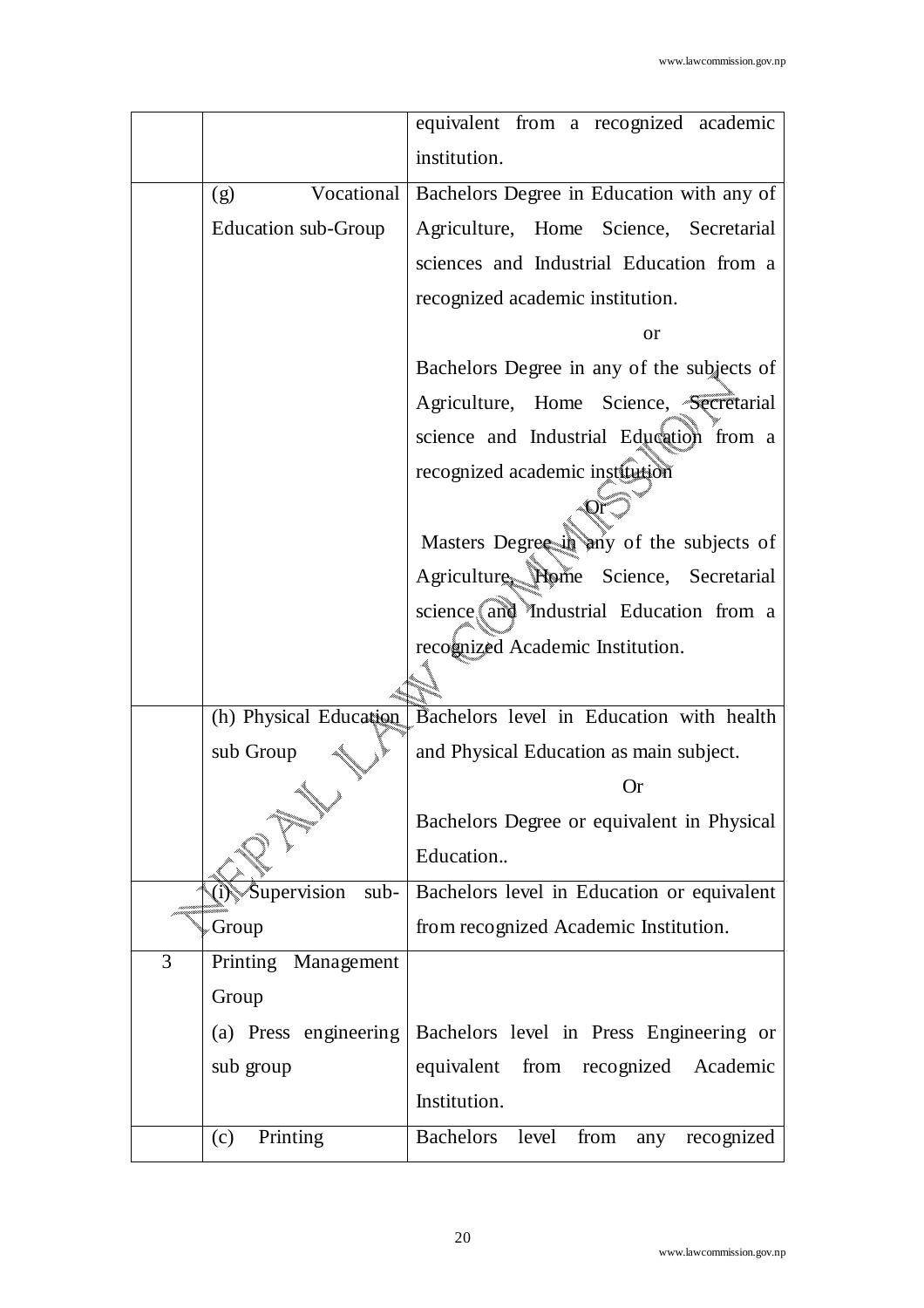| | | |
|---|---|---|
| | | equivalent from a recognized academic institution. |
| | (g) Vocational Education sub-Group | Bachelors Degree in Education with any of Agriculture, Home Science, Secretarial sciences and Industrial Education from a recognized academic institution.<br>or<br>Bachelors Degree in any of the subjects of Agriculture, Home Science, Secretarial science and Industrial Education from a recognized academic institution<br>Or<br>Masters Degree in any of the subjects of Agriculture, Home Science, Secretarial science and Industrial Education from a recognized Academic Institution. |
| | (h) Physical Education sub Group | Bachelors level in Education with health and Physical Education as main subject.<br>Or<br>Bachelors Degree or equivalent in Physical Education.. |
| | (i) Supervision sub-Group | Bachelors level in Education or equivalent from recognized Academic Institution. |
| 3 | Printing Management Group | |
| | (a) Press engineering sub group | Bachelors level in Press Engineering or equivalent from recognized Academic Institution. |
| | (c) Printing | Bachelors level from any recognized |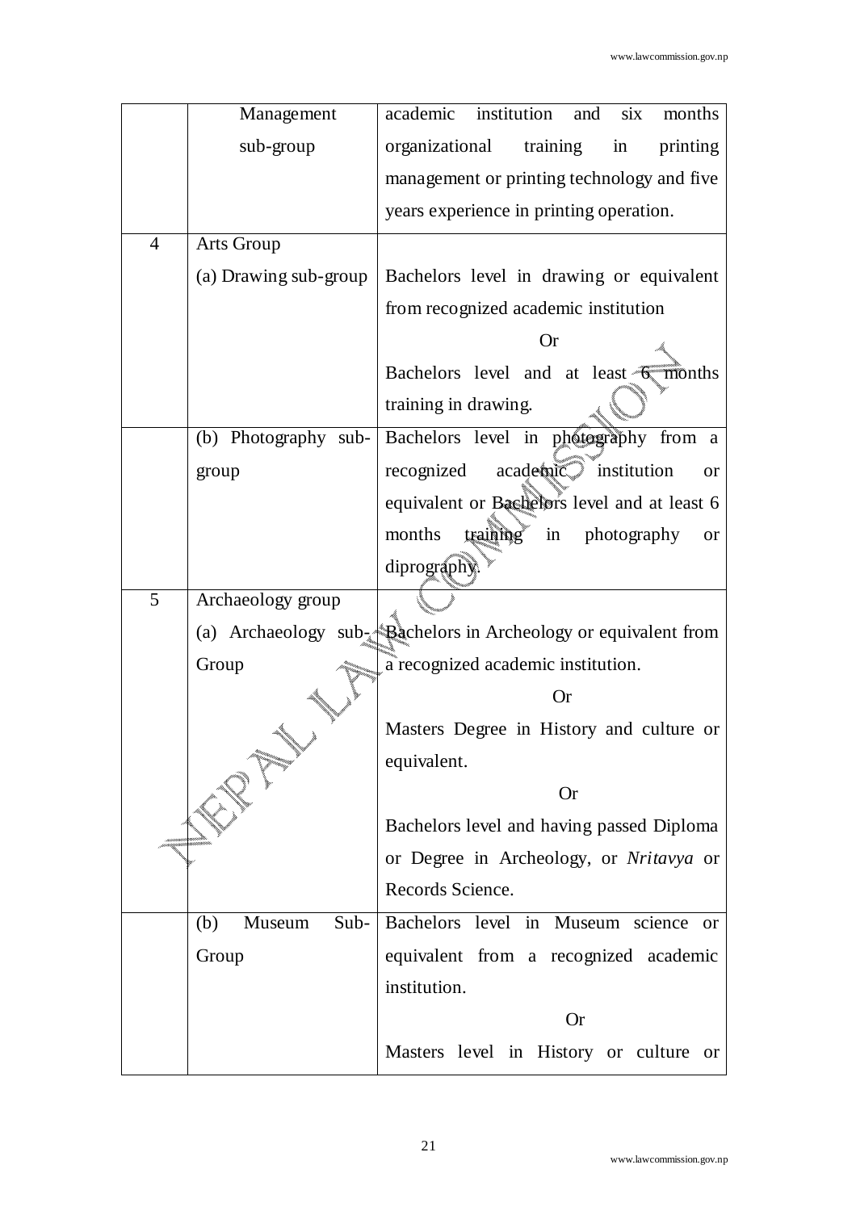| | | |
|---|---|---|
| | Management sub-group | academic institution and six months organizational training in printing management or printing technology and five years experience in printing operation. |
| 4 | Arts Group | |
| | (a) Drawing sub-group | Bachelors level in drawing or equivalent from recognized academic institution<br>Or<br>Bachelors level and at least 6 months training in drawing. |
| | (b) Photography sub-group | Bachelors level in photography from a recognized academic institution or equivalent or Bachelors level and at least 6 months training in photography or diprography. |
| 5 | Archaeology group | |
| | (a) Archaeology sub-Group | Bachelors in Archeology or equivalent from a recognized academic institution.<br>Or<br>Masters Degree in History and culture or equivalent.<br>Or<br>Bachelors level and having passed Diploma or Degree in Archeology, or *Nritavya* or Records Science. |
| | (b) Museum Sub-Group | Bachelors level in Museum science or equivalent from a recognized academic institution.<br>Or<br>Masters level in History or culture or |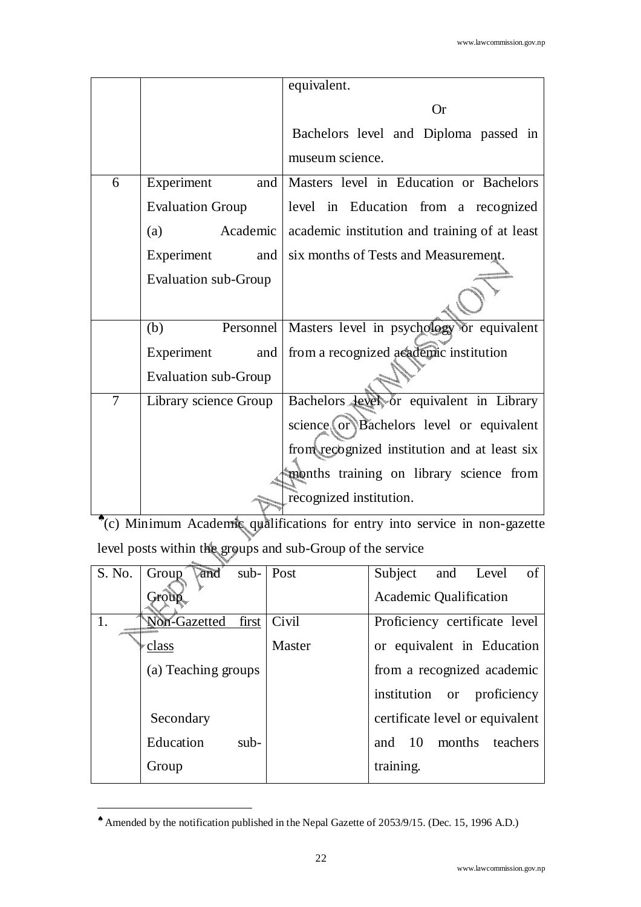| | | equivalent.<br>Or<br>Bachelors level and Diploma passed in museum science. |
|---|---|---|
| 6 | Experiment and Evaluation Group<br>(a) Academic Experiment and Evaluation sub-Group | Masters level in Education or Bachelors level in Education from a recognized academic institution and training of at least six months of Tests and Measurement. |
| | (b) Personnel Experiment and Evaluation sub-Group | Masters level in psychology or equivalent from a recognized academic institution |
| 7 | Library science Group | Bachelors level or equivalent in Library science or Bachelors level or equivalent from recognized institution and at least six months training on library science from recognized institution. |

♠(c) Minimum Academic qualifications for entry into service in non-gazette level posts within the groups and sub-Group of the service

| S. No. | Group and sub-Group | Post | Subject and Level of Academic Qualification |
|---|---|---|---|
| 1. | Non-Gazetted first class<br>(a) Teaching groups<br>Secondary Education sub-Group | Civil Master | Proficiency certificate level or equivalent in Education from a recognized academic institution or proficiency certificate level or equivalent and 10 months teachers training. |

♠ Amended by the notification published in the Nepal Gazette of 2053/9/15. (Dec. 15, 1996 A.D.)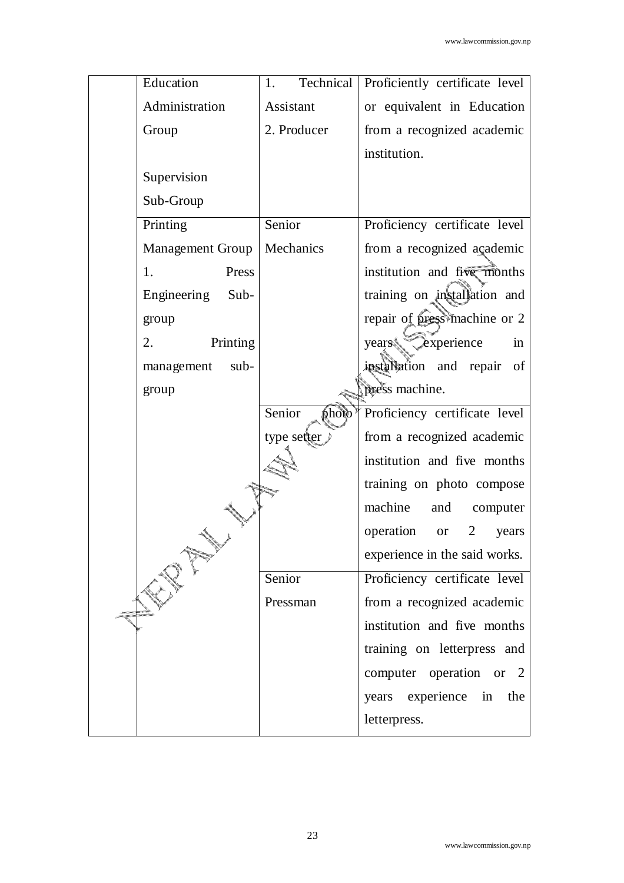| | | | |
|---|---|---|---|
| | Education Administration Group<br><br>Supervision Sub-Group | 1. Technical Assistant<br>2. Producer | Proficiently certificate level or equivalent in Education from a recognized academic institution. |
| | Printing Management Group<br>1. Press Engineering Sub-group<br>2. Printing management sub-group | Senior Mechanics | Proficiency certificate level from a recognized academic institution and five months training on installation and repair of press machine or 2 years experience in installation and repair of press machine. |
| | | Senior photo type setter | Proficiency certificate level from a recognized academic institution and five months training on photo compose machine and computer operation or 2 years experience in the said works. |
| | | Senior Pressman | Proficiency certificate level from a recognized academic institution and five months training on letterpress and computer operation or 2 years experience in the letterpress. |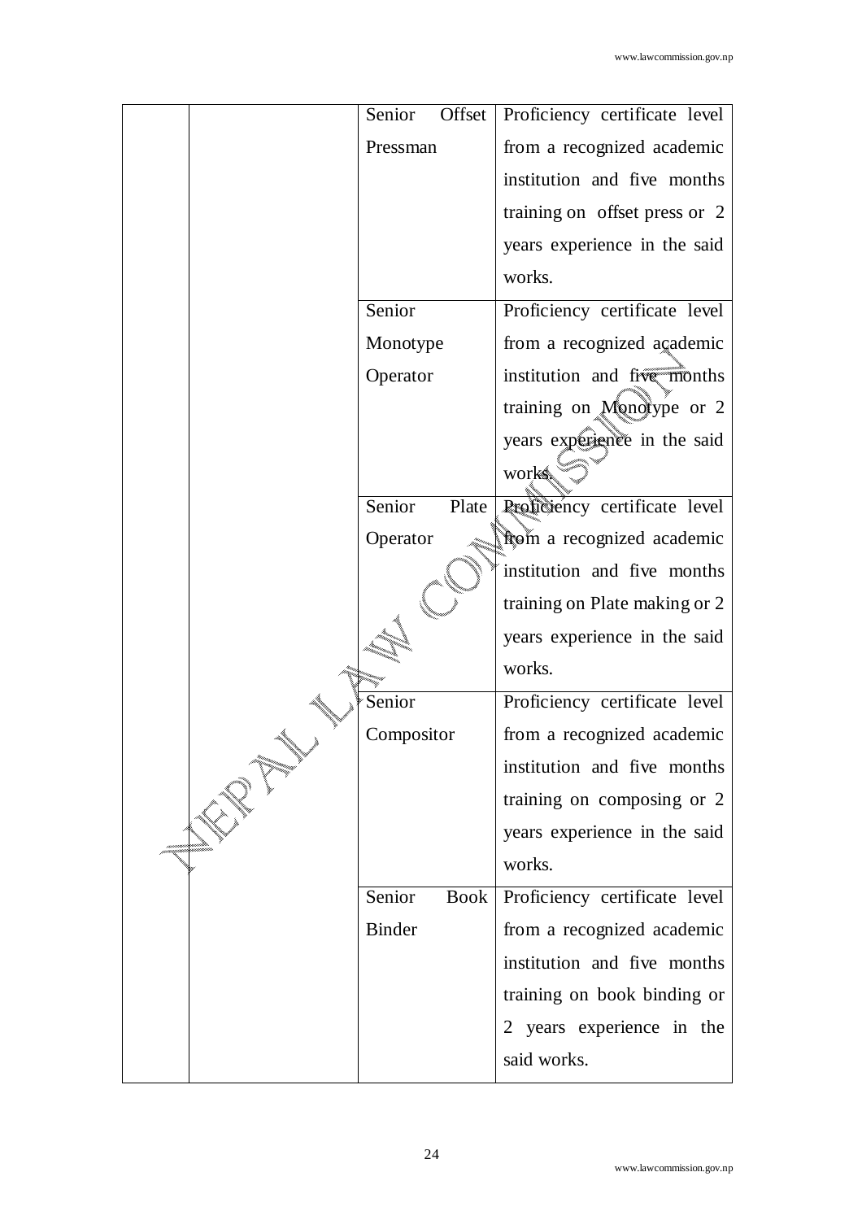|  |  |  |  |
|---|---|---|---|
|  |  | Senior Offset Pressman | Proficiency certificate level from a recognized academic institution and five months training on offset press or 2 years experience in the said works. |
|  |  | Senior Monotype Operator | Proficiency certificate level from a recognized academic institution and five months training on Monotype or 2 years experience in the said works. |
|  |  | Senior Plate Operator | Proficiency certificate level from a recognized academic institution and five months training on Plate making or 2 years experience in the said works. |
|  |  | Senior Compositor | Proficiency certificate level from a recognized academic institution and five months training on composing or 2 years experience in the said works. |
|  |  | Senior Book Binder | Proficiency certificate level from a recognized academic institution and five months training on book binding or 2 years experience in the said works. |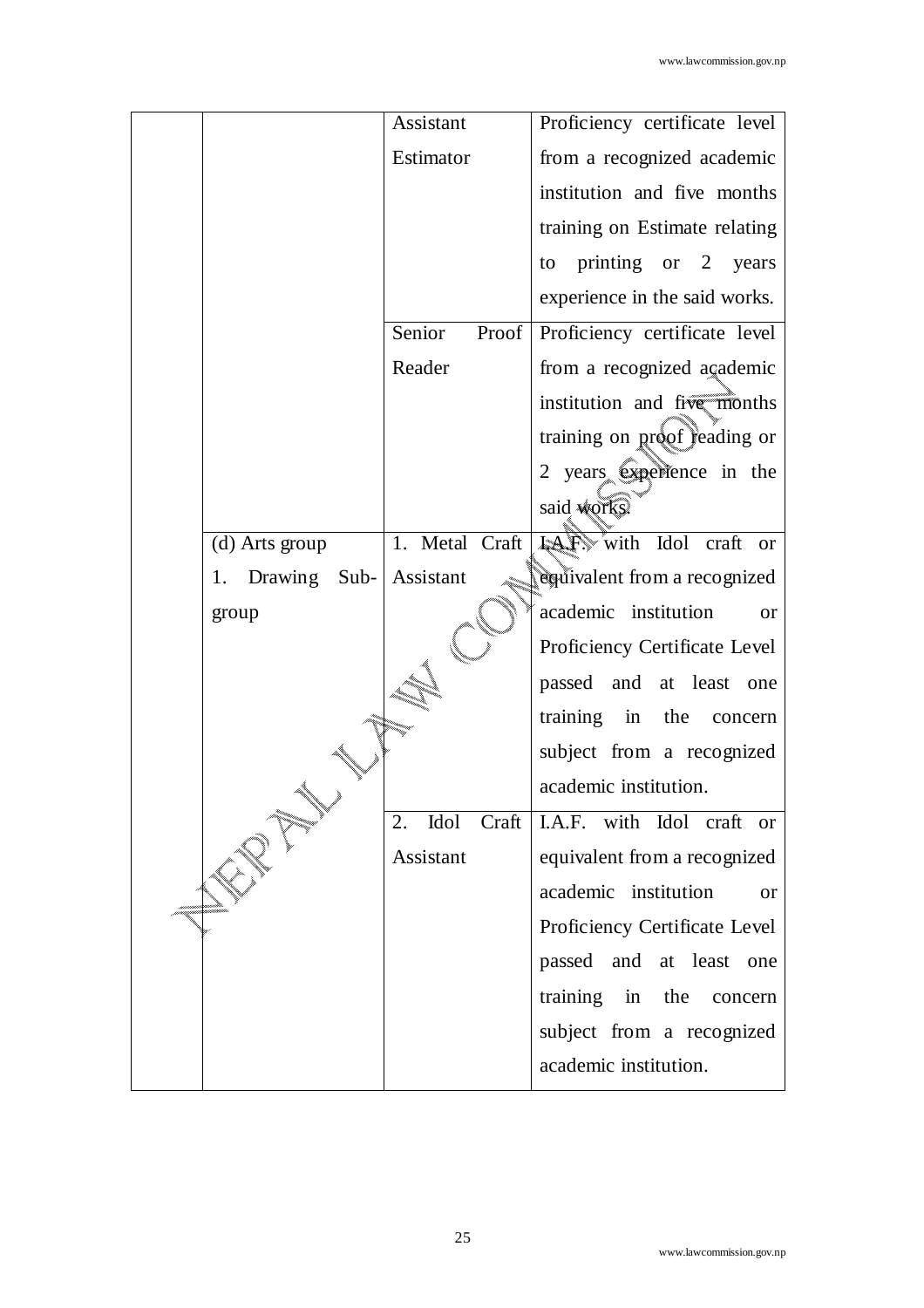| | | | |
|---|---|---|---|
| | | Assistant Estimator | Proficiency certificate level from a recognized academic institution and five months training on Estimate relating to printing or 2 years experience in the said works. |
| | | Senior Proof Reader | Proficiency certificate level from a recognized academic institution and five months training on proof reading or 2 years experience in the said works. |
| | (d) Arts group<br>1. Drawing Sub-group | 1. Metal Craft Assistant | I.A.F. with Idol craft or equivalent from a recognized academic institution or Proficiency Certificate Level passed and at least one training in the concern subject from a recognized academic institution. |
| | | 2. Idol Craft Assistant | I.A.F. with Idol craft or equivalent from a recognized academic institution or Proficiency Certificate Level passed and at least one training in the concern subject from a recognized academic institution. |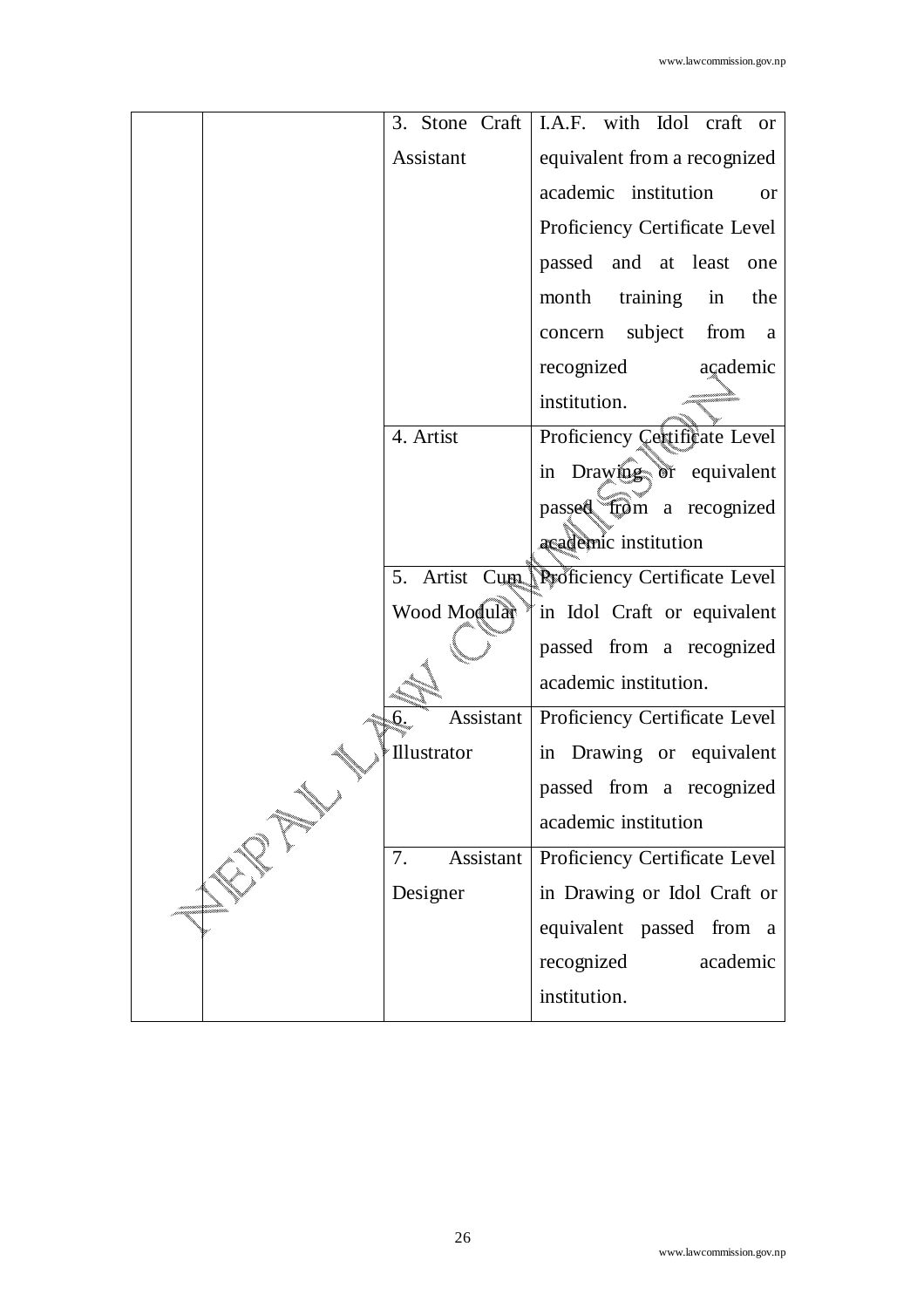| | | | |
|---|---|---|---|
| | | 3. Stone Craft Assistant | I.A.F. with Idol craft or equivalent from a recognized academic institution or Proficiency Certificate Level passed and at least one month training in the concern subject from a recognized academic institution. |
| | | 4. Artist | Proficiency Certificate Level in Drawing or equivalent passed from a recognized academic institution |
| | | 5. Artist Cum Wood Modular | Proficiency Certificate Level in Idol Craft or equivalent passed from a recognized academic institution. |
| | | 6. Assistant Illustrator | Proficiency Certificate Level in Drawing or equivalent passed from a recognized academic institution |
| | | 7. Assistant Designer | Proficiency Certificate Level in Drawing or Idol Craft or equivalent passed from a recognized academic institution. |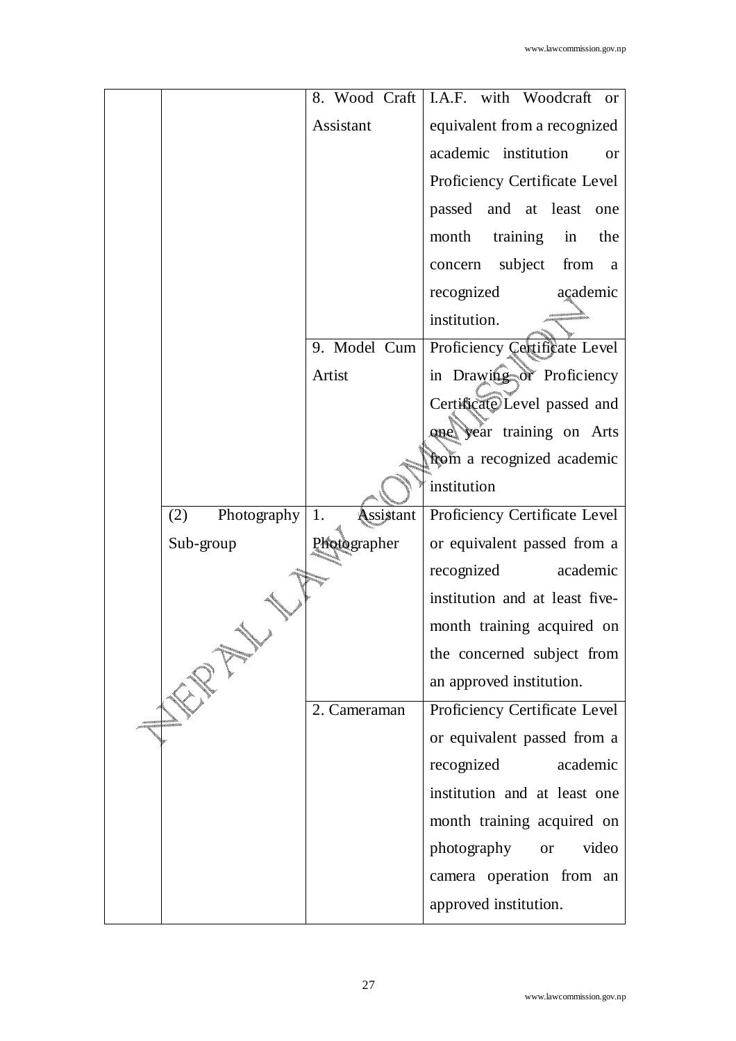| | | | |
|---|---|---|---|
| | | 8. Wood Craft Assistant | I.A.F. with Woodcraft or equivalent from a recognized academic institution or Proficiency Certificate Level passed and at least one month training in the concern subject from a recognized academic institution. |
| | | 9. Model Cum Artist | Proficiency Certificate Level in Drawing or Proficiency Certificate Level passed and one year training on Arts from a recognized academic institution |
| | (2) Photography Sub-group | 1. Assistant Photographer | Proficiency Certificate Level or equivalent passed from a recognized academic institution and at least five-month training acquired on the concerned subject from an approved institution. |
| | | 2. Cameraman | Proficiency Certificate Level or equivalent passed from a recognized academic institution and at least one month training acquired on photography or video camera operation from an approved institution. |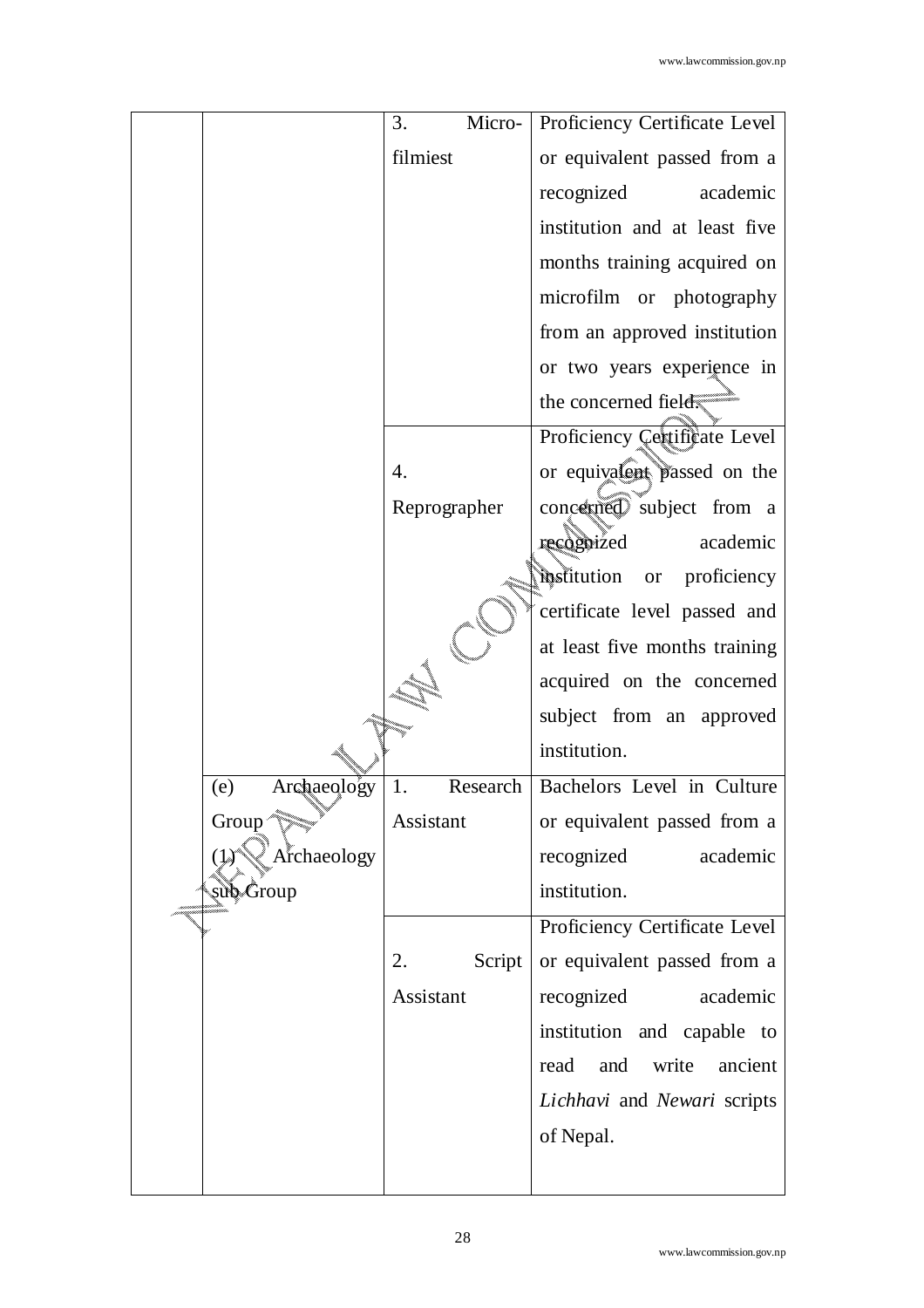|  |  |  |  |
|---|---|---|---|
|  |  | 3. Micro-filmiest | Proficiency Certificate Level or equivalent passed from a recognized academic institution and at least five months training acquired on microfilm or photography from an approved institution or two years experience in the concerned field. |
|  |  | 4. Reprographer | Proficiency Certificate Level or equivalent passed on the concerned subject from a recognized academic institution or proficiency certificate level passed and at least five months training acquired on the concerned subject from an approved institution. |
|  | (e) Archaeology Group (1) Archaeology sub Group | 1. Research Assistant | Bachelors Level in Culture or equivalent passed from a recognized academic institution. |
|  |  | 2. Script Assistant | Proficiency Certificate Level or equivalent passed from a recognized academic institution and capable to read and write ancient *Lichhavi* and *Newari* scripts of Nepal. |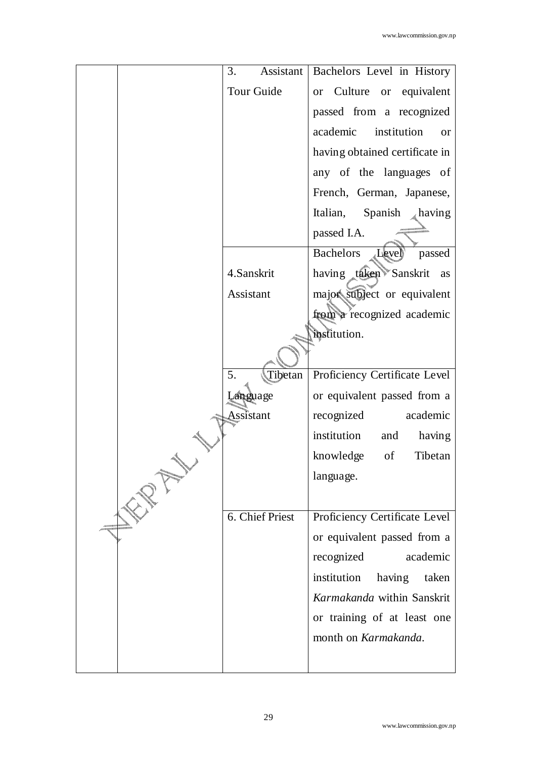| | | | |
|---|---|---|---|
| | | 3. Assistant Tour Guide | Bachelors Level in History or Culture or equivalent passed from a recognized academic institution or having obtained certificate in any of the languages of French, German, Japanese, Italian, Spanish having passed I.A. |
| | | 4.Sanskrit Assistant | Bachelors Level passed having taken Sanskrit as major subject or equivalent from a recognized academic institution. |
| | | 5. Tibetan Language Assistant | Proficiency Certificate Level or equivalent passed from a recognized academic institution and having knowledge of Tibetan language. |
| | | 6. Chief Priest | Proficiency Certificate Level or equivalent passed from a recognized academic institution having taken *Karmakanda* within Sanskrit or training of at least one month on *Karmakanda*. |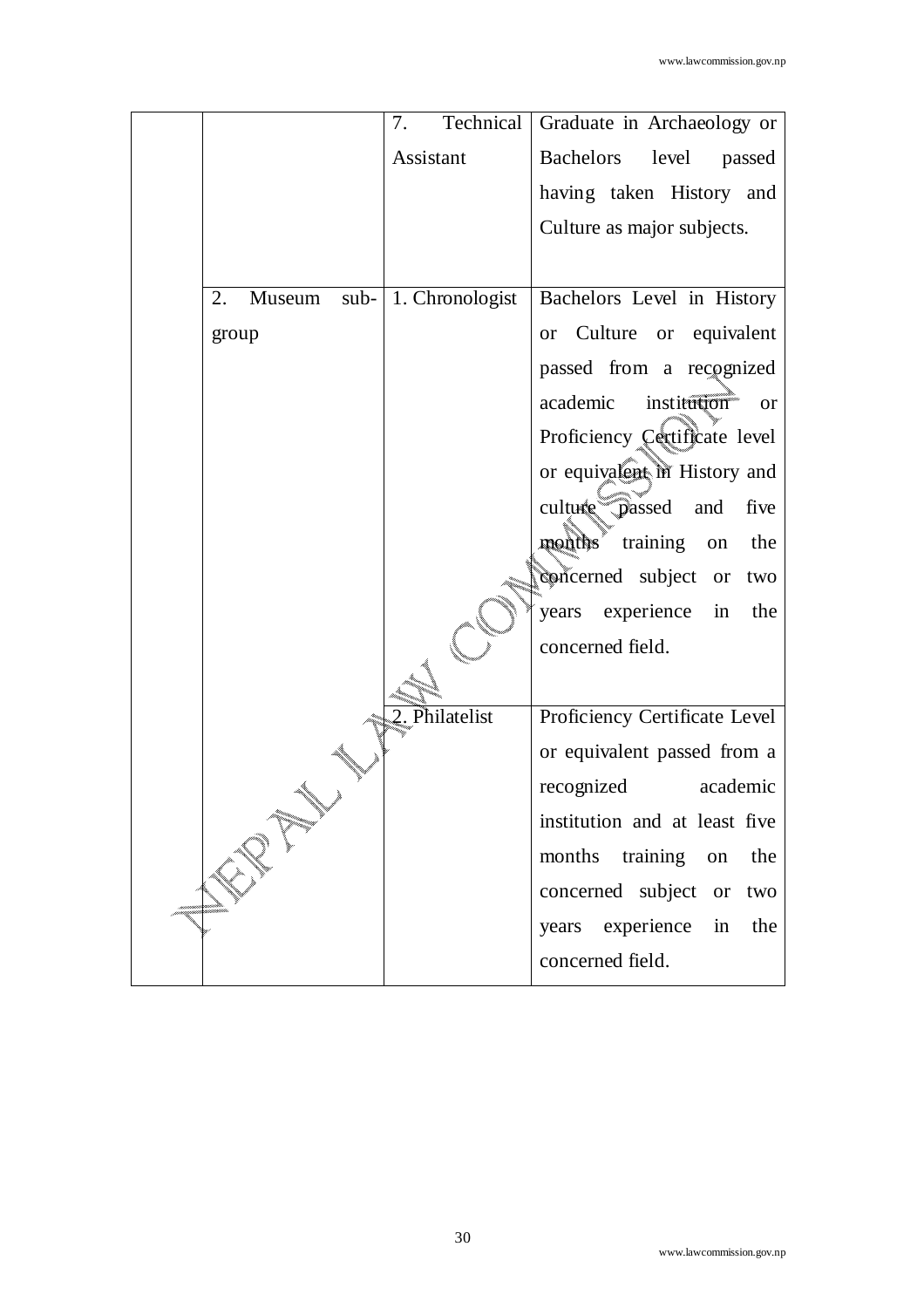| | | | |
|---|---|---|---|
| | | 7. Technical Assistant | Graduate in Archaeology or Bachelors level passed having taken History and Culture as major subjects. |
| | 2. Museum sub-group | 1. Chronologist | Bachelors Level in History or Culture or equivalent passed from a recognized academic institution or Proficiency Certificate level or equivalent in History and culture passed and five months training on the concerned subject or two years experience in the concerned field. |
| | | 2. Philatelist | Proficiency Certificate Level or equivalent passed from a recognized academic institution and at least five months training on the concerned subject or two years experience in the concerned field. |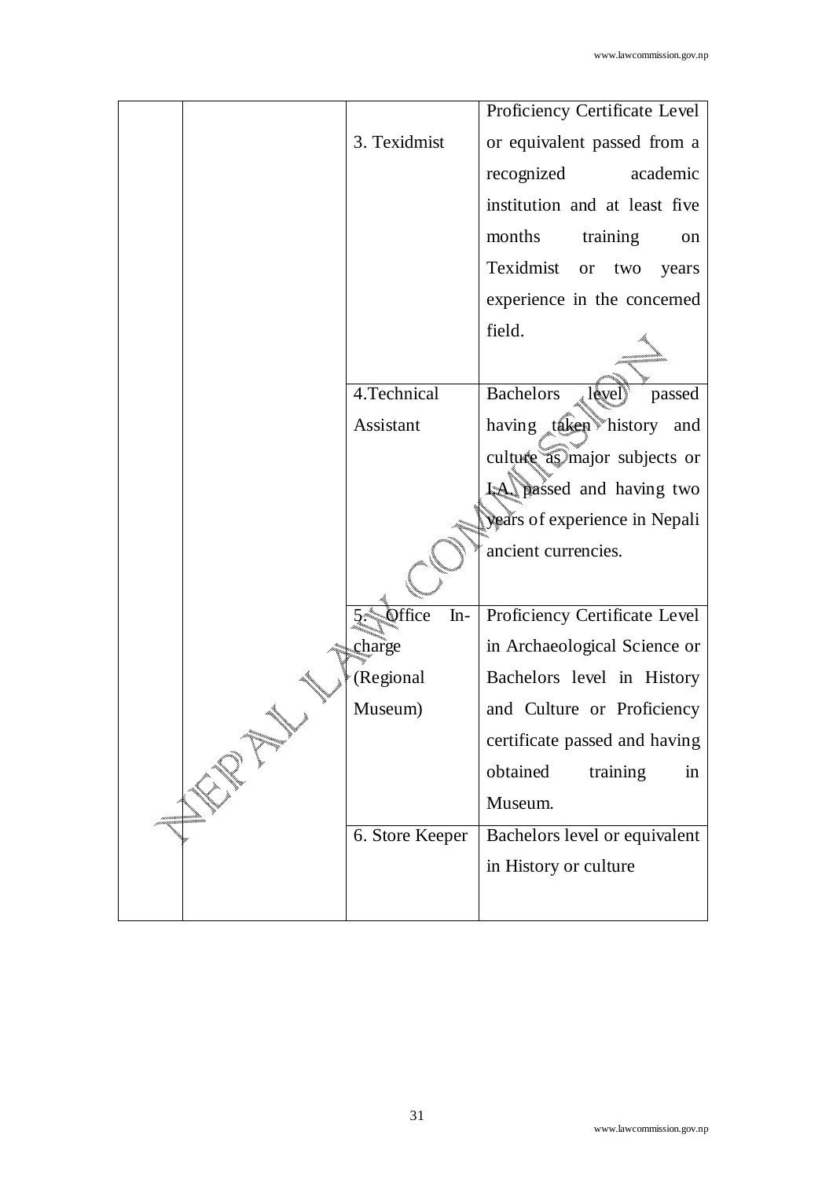|  |  |  |  |
|---|---|---|---|
|  |  | 3. Texidmist | Proficiency Certificate Level or equivalent passed from a recognized academic institution and at least five months training on Texidmist or two years experience in the concerned field. |
|  |  | 4.Technical Assistant | Bachelors level passed having taken history and culture as major subjects or I.A. passed and having two years of experience in Nepali ancient currencies. |
|  |  | 5. Office In-charge (Regional Museum) | Proficiency Certificate Level in Archaeological Science or Bachelors level in History and Culture or Proficiency certificate passed and having obtained training in Museum. |
|  |  | 6. Store Keeper | Bachelors level or equivalent in History or culture |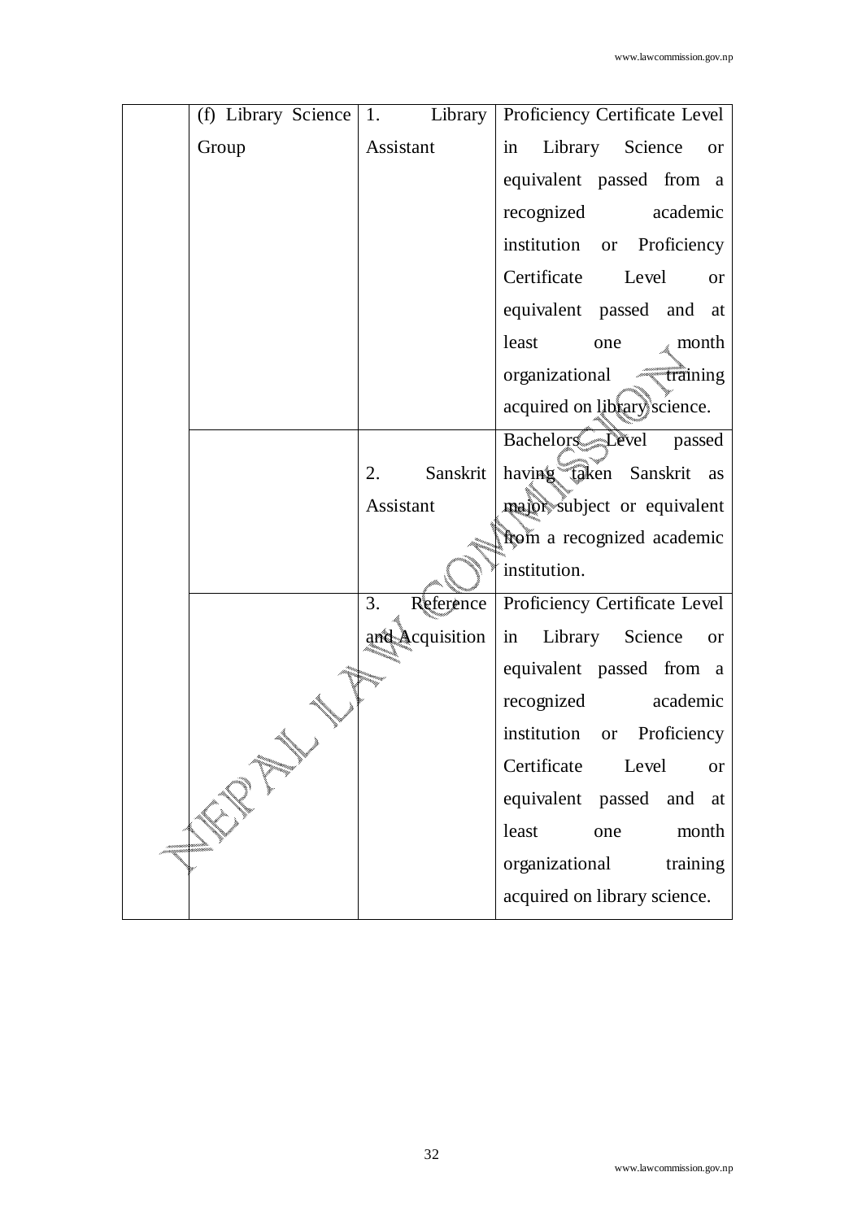| | (f) Library Science Group | 1. Library Assistant | Proficiency Certificate Level in Library Science or equivalent passed from a recognized academic institution or Proficiency Certificate Level or equivalent passed and at least one month organizational training acquired on library science. |
|---|---|---|---|
| | | 2. Sanskrit Assistant | Bachelors Level passed having taken Sanskrit as major subject or equivalent from a recognized academic institution. |
| | | 3. Reference and Acquisition | Proficiency Certificate Level in Library Science or equivalent passed from a recognized academic institution or Proficiency Certificate Level or equivalent passed and at least one month organizational training acquired on library science. |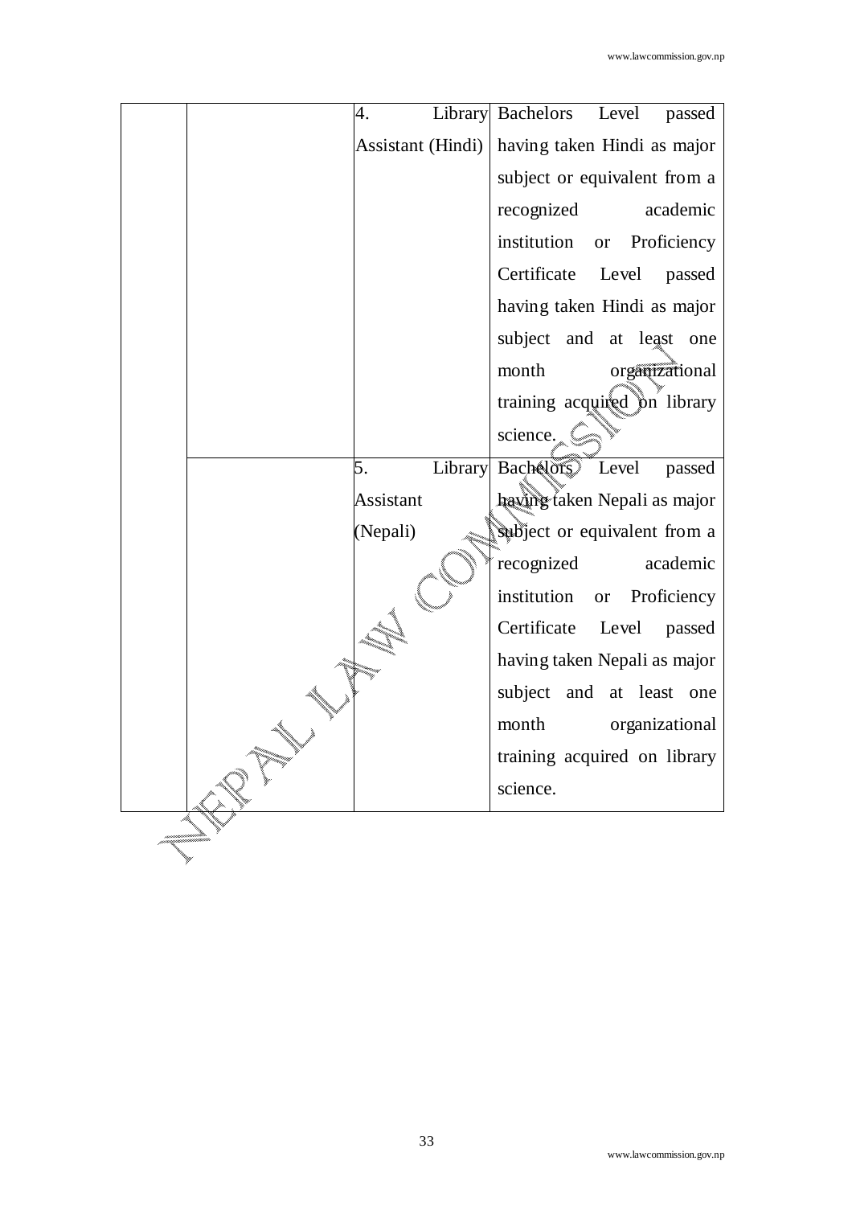|  |  |  |  |
|---|---|---|---|
|  |  | 4. Library Assistant (Hindi) | Bachelors Level passed having taken Hindi as major subject or equivalent from a recognized academic institution or Proficiency Certificate Level passed having taken Hindi as major subject and at least one month organizational training acquired on library science. |
|  |  | 5. Library Assistant (Nepali) | Bachelors Level passed having taken Nepali as major subject or equivalent from a recognized academic institution or Proficiency Certificate Level passed having taken Nepali as major subject and at least one month organizational training acquired on library science. |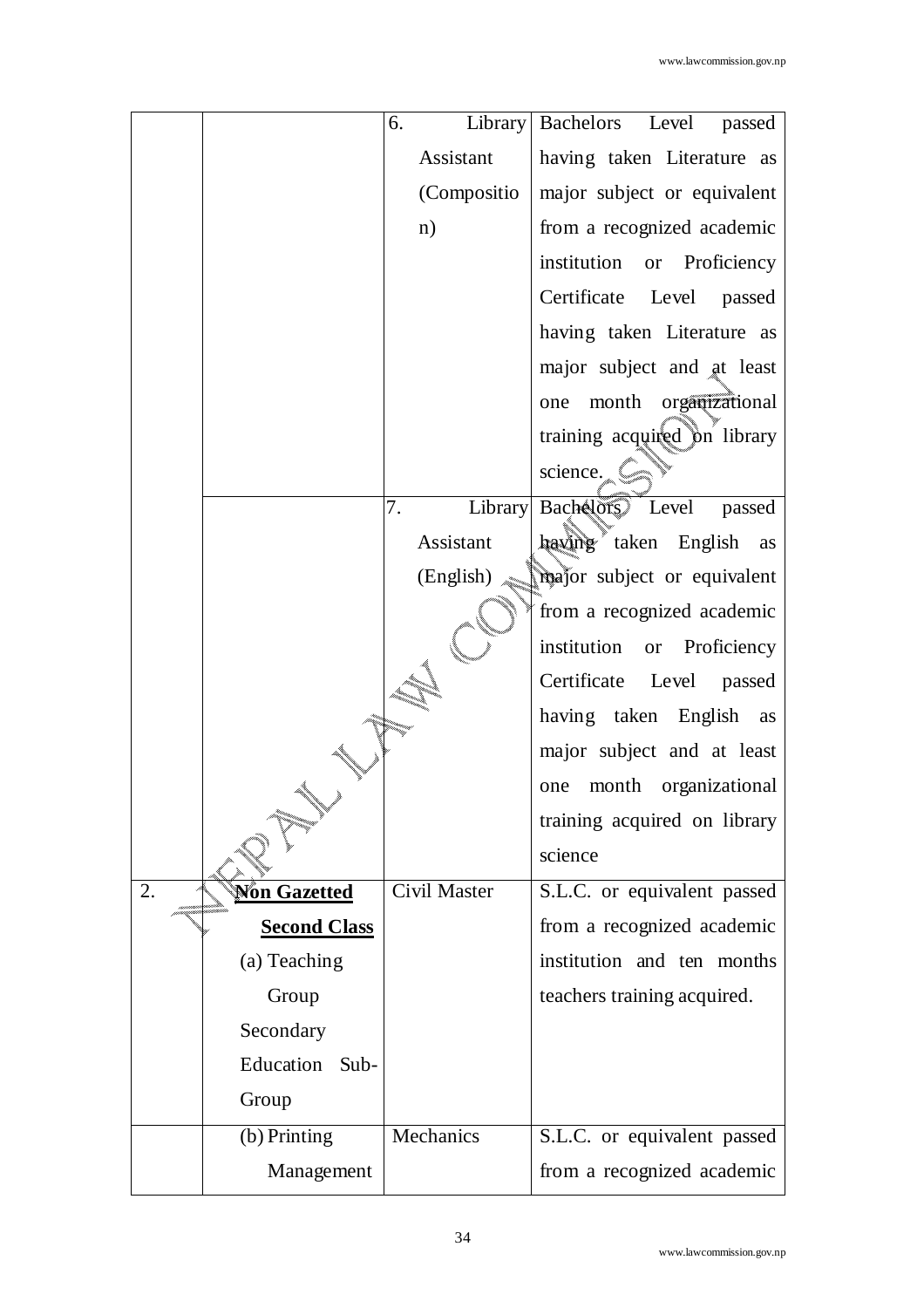| | | | |
|---|---|---|---|
| | | 6. Library Assistant (Composition) | Bachelors Level passed having taken Literature as major subject or equivalent from a recognized academic institution or Proficiency Certificate Level passed having taken Literature as major subject and at least one month organizational training acquired on library science. |
| | | 7. Library Assistant (English) | Bachelors Level passed having taken English as major subject or equivalent from a recognized academic institution or Proficiency Certificate Level passed having taken English as major subject and at least one month organizational training acquired on library science |
| 2. | **Non Gazetted Second Class** (a) Teaching Group Secondary Education Sub-Group | Civil Master | S.L.C. or equivalent passed from a recognized academic institution and ten months teachers training acquired. |
| | (b) Printing Management | Mechanics | S.L.C. or equivalent passed from a recognized academic |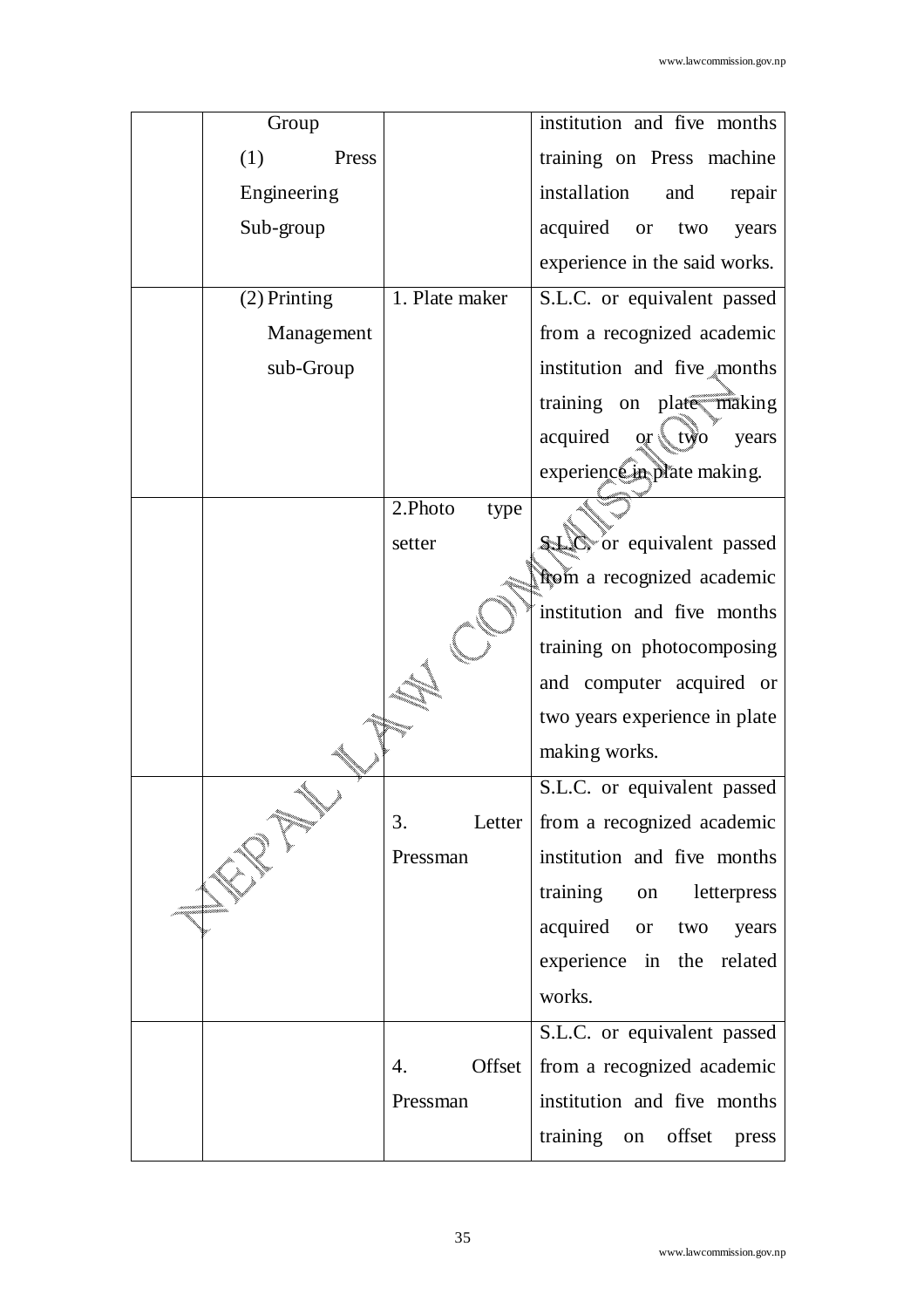| | | | |
|---|---|---|---|
| | Group (1) Press Engineering Sub-group | | institution and five months training on Press machine installation and repair acquired or two years experience in the said works. |
| | (2) Printing Management sub-Group | 1. Plate maker | S.L.C. or equivalent passed from a recognized academic institution and five months training on plate making acquired or two years experience in plate making. |
| | | 2.Photo type setter | S.L.C. or equivalent passed from a recognized academic institution and five months training on photocomposing and computer acquired or two years experience in plate making works. |
| | | 3. Letter Pressman | S.L.C. or equivalent passed from a recognized academic institution and five months training on letterpress acquired or two years experience in the related works. |
| | | 4. Offset Pressman | S.L.C. or equivalent passed from a recognized academic institution and five months training on offset press |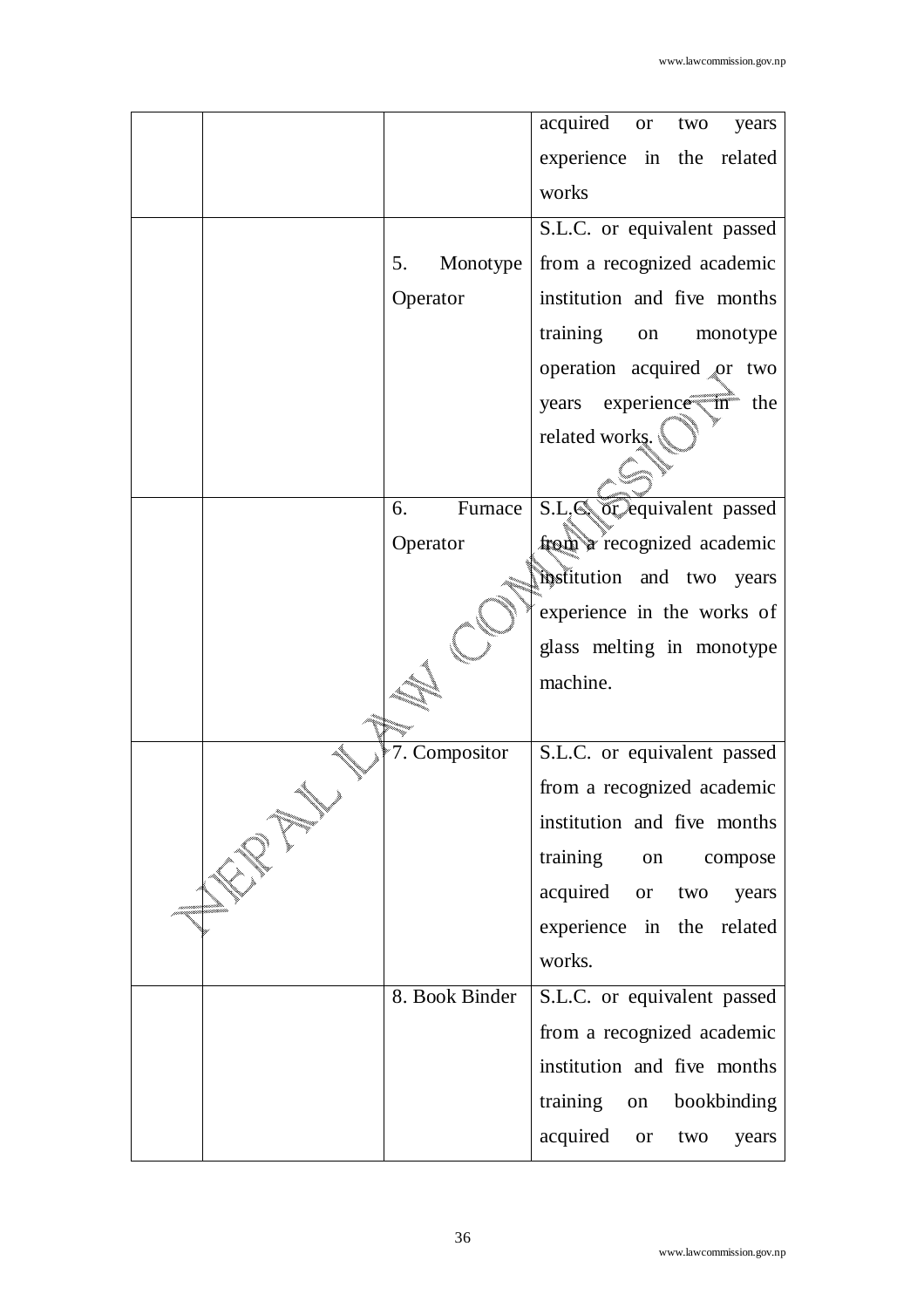| | | | |
|---|---|---|---|
| | | | acquired or two years experience in the related works |
| | | 5. Monotype Operator | S.L.C. or equivalent passed from a recognized academic institution and five months training on monotype operation acquired or two years experience in the related works. |
| | | 6. Furnace Operator | S.L.C. or equivalent passed from a recognized academic institution and two years experience in the works of glass melting in monotype machine. |
| | | 7. Compositor | S.L.C. or equivalent passed from a recognized academic institution and five months training on compose acquired or two years experience in the related works. |
| | | 8. Book Binder | S.L.C. or equivalent passed from a recognized academic institution and five months training on bookbinding acquired or two years |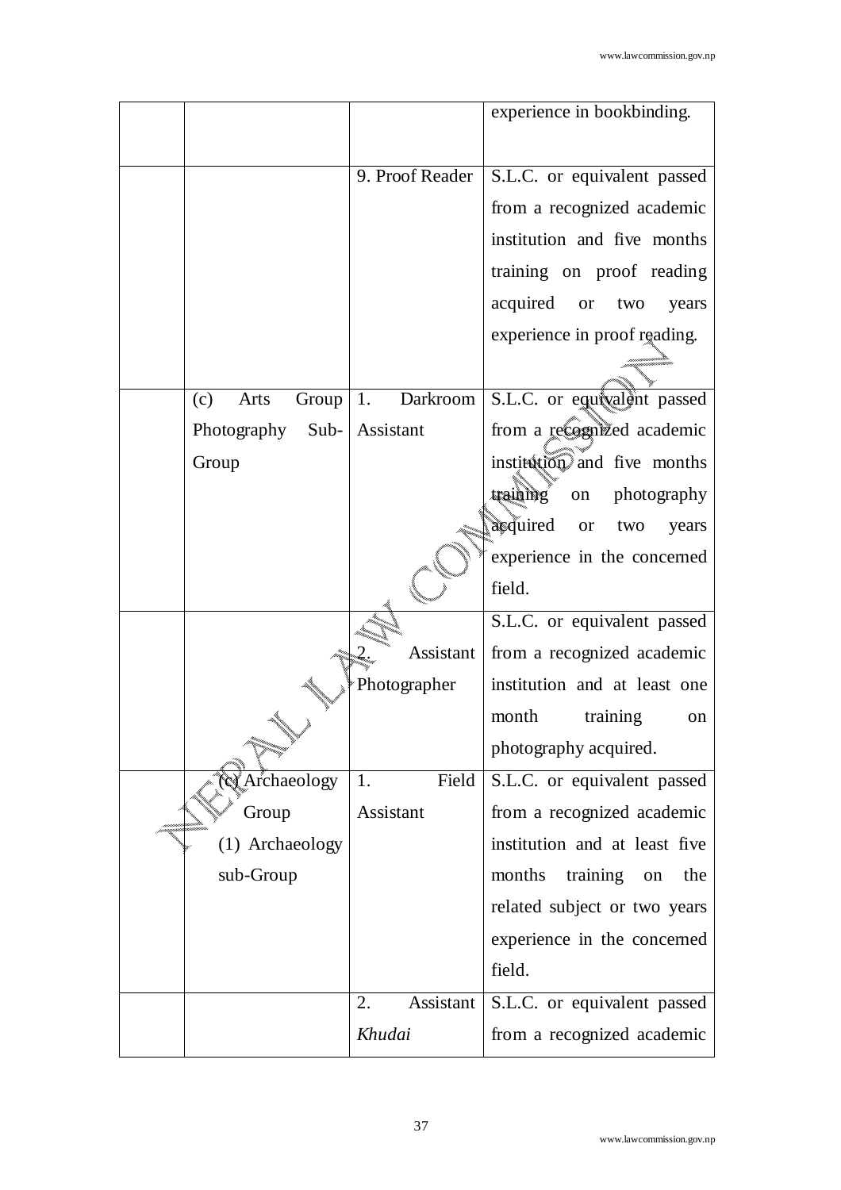|  |  |  | experience in bookbinding. |
|---|---|---|---|
|  |  | 9. Proof Reader | S.L.C. or equivalent passed from a recognized academic institution and five months training on proof reading acquired or two years experience in proof reading. |
|  | (c) Arts Group Photography Sub-Group | 1. Darkroom Assistant | S.L.C. or equivalent passed from a recognized academic institution and five months training on photography acquired or two years experience in the concerned field. |
|  |  | 2. Assistant Photographer | S.L.C. or equivalent passed from a recognized academic institution and at least one month training on photography acquired. |
|  | (c) Archaeology Group (1) Archaeology sub-Group | 1. Field Assistant | S.L.C. or equivalent passed from a recognized academic institution and at least five months training on the related subject or two years experience in the concerned field. |
|  |  | 2. Assistant *Khudai* | S.L.C. or equivalent passed from a recognized academic |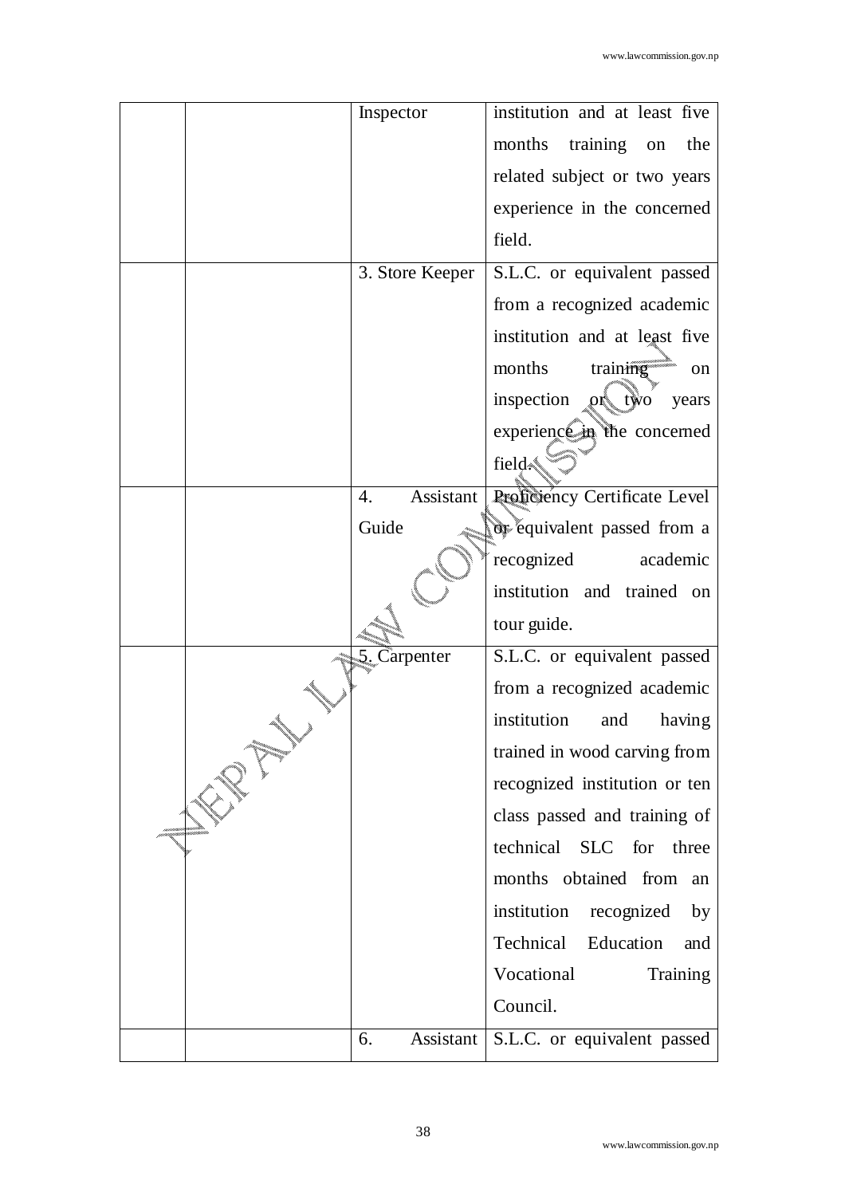|  |  | Inspector | institution and at least five months training on the related subject or two years experience in the concerned field. |
|---|---|---|---|
|  |  | 3. Store Keeper | S.L.C. or equivalent passed from a recognized academic institution and at least five months training on inspection or two years experience in the concerned field. |
|  |  | 4. Assistant Guide | Proficiency Certificate Level or equivalent passed from a recognized academic institution and trained on tour guide. |
|  |  | 5. Carpenter | S.L.C. or equivalent passed from a recognized academic institution and having trained in wood carving from recognized institution or ten class passed and training of technical SLC for three months obtained from an institution recognized by Technical Education and Vocational Training Council. |
|  |  | 6. Assistant | S.L.C. or equivalent passed |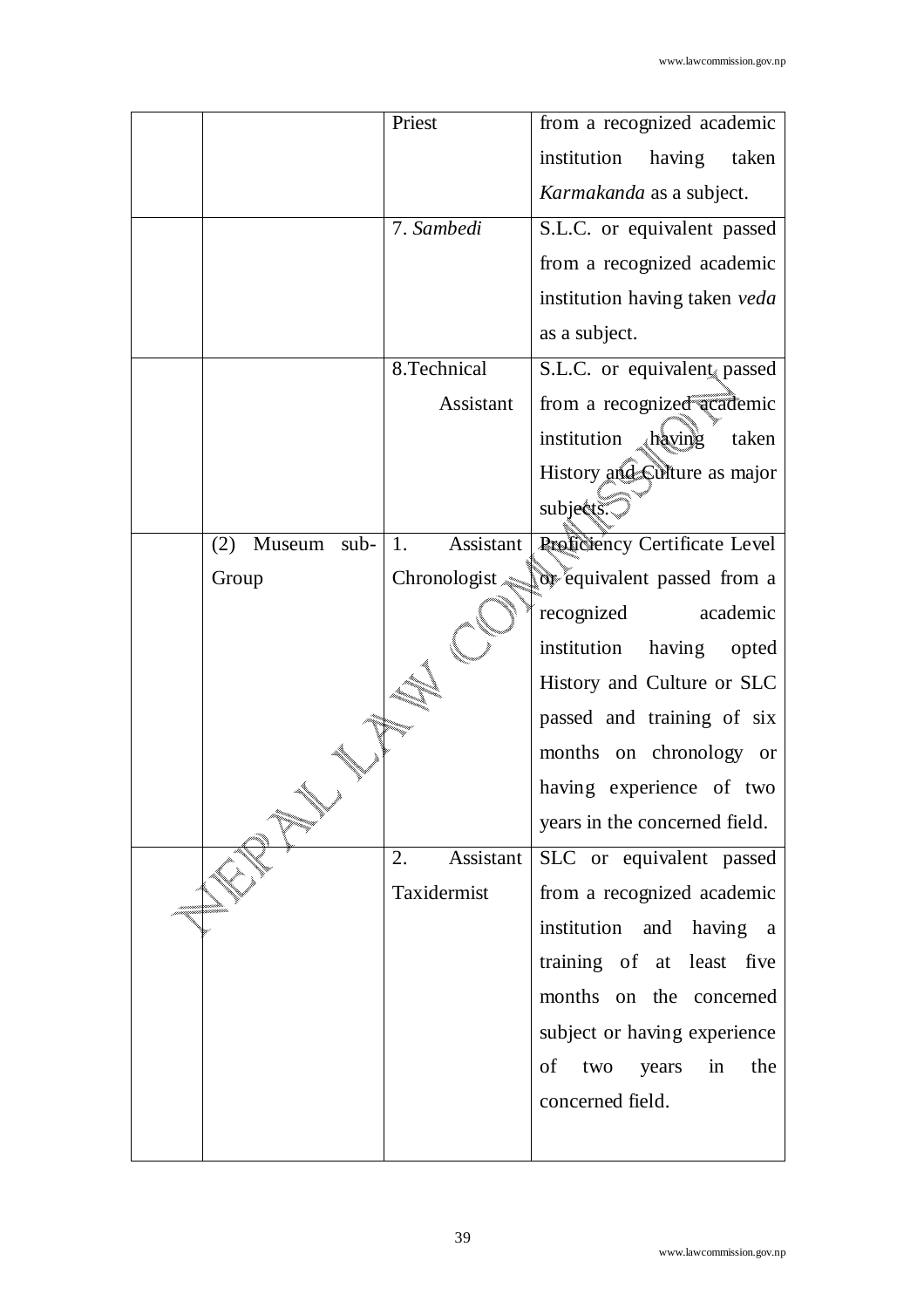| | | | |
|---|---|---|---|
| | | Priest | from a recognized academic institution having taken *Karmakanda* as a subject. |
| | | 7. *Sambedi* | S.L.C. or equivalent passed from a recognized academic institution having taken *veda* as a subject. |
| | | 8.Technical Assistant | S.L.C. or equivalent passed from a recognized academic institution having taken History and Culture as major subjects. |
| | (2) Museum sub-Group | 1. Assistant Chronologist | Proficiency Certificate Level or equivalent passed from a recognized academic institution having opted History and Culture or SLC passed and training of six months on chronology or having experience of two years in the concerned field. |
| | | 2. Assistant Taxidermist | SLC or equivalent passed from a recognized academic institution and having a training of at least five months on the concerned subject or having experience of two years in the concerned field. |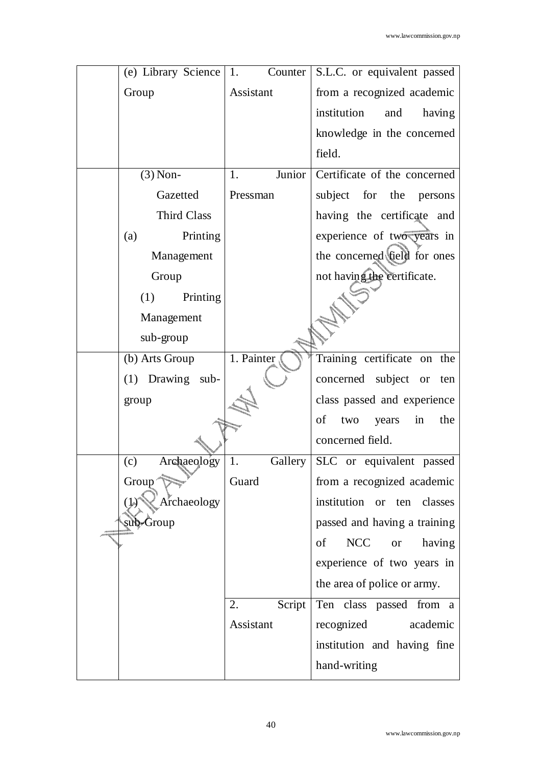| | | | |
|---|---|---|---|
| | (e) Library Science Group | 1. Counter Assistant | S.L.C. or equivalent passed from a recognized academic institution and having knowledge in the concerned field. |
| | (3) Non-Gazetted Third Class (a) Printing Management Group (1) Printing Management sub-group | 1. Junior Pressman | Certificate of the concerned subject for the persons having the certificate and experience of two years in the concerned field for ones not having the certificate. |
| | (b) Arts Group (1) Drawing sub-group | 1. Painter | Training certificate on the concerned subject or ten class passed and experience of two years in the concerned field. |
| | (c) Archaeology Group (1) Archaeology sub-Group | 1. Gallery Guard | SLC or equivalent passed from a recognized academic institution or ten classes passed and having a training of NCC or having experience of two years in the area of police or army. |
| | | 2. Script Assistant | Ten class passed from a recognized academic institution and having fine hand-writing |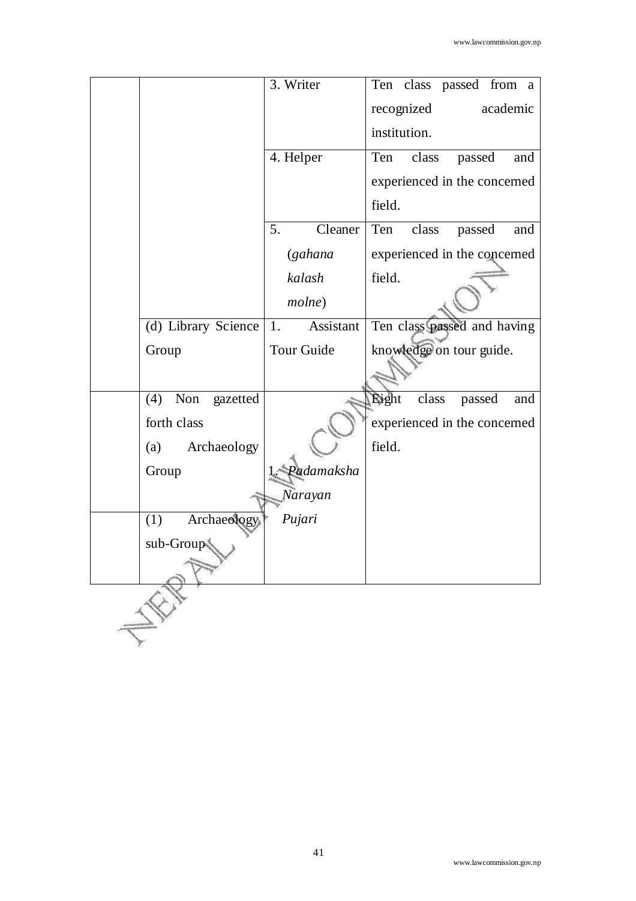| | | | |
|---|---|---|---|
| | | 3. Writer | Ten class passed from a recognized academic institution. |
| | | 4. Helper | Ten class passed and experienced in the concerned field. |
| | | 5. Cleaner (*gahana kalash molne*) | Ten class passed and experienced in the concerned field. |
| | (d) Library Science Group | 1. Assistant Tour Guide | Ten class passed and having knowledge on tour guide. |
| | (4) Non gazetted forth class (a) Archaeology Group | 1. *Padamaksha Narayan Pujari* | Eight class passed and experienced in the concerned field. |
| | (1) Archaeology sub-Group | | |